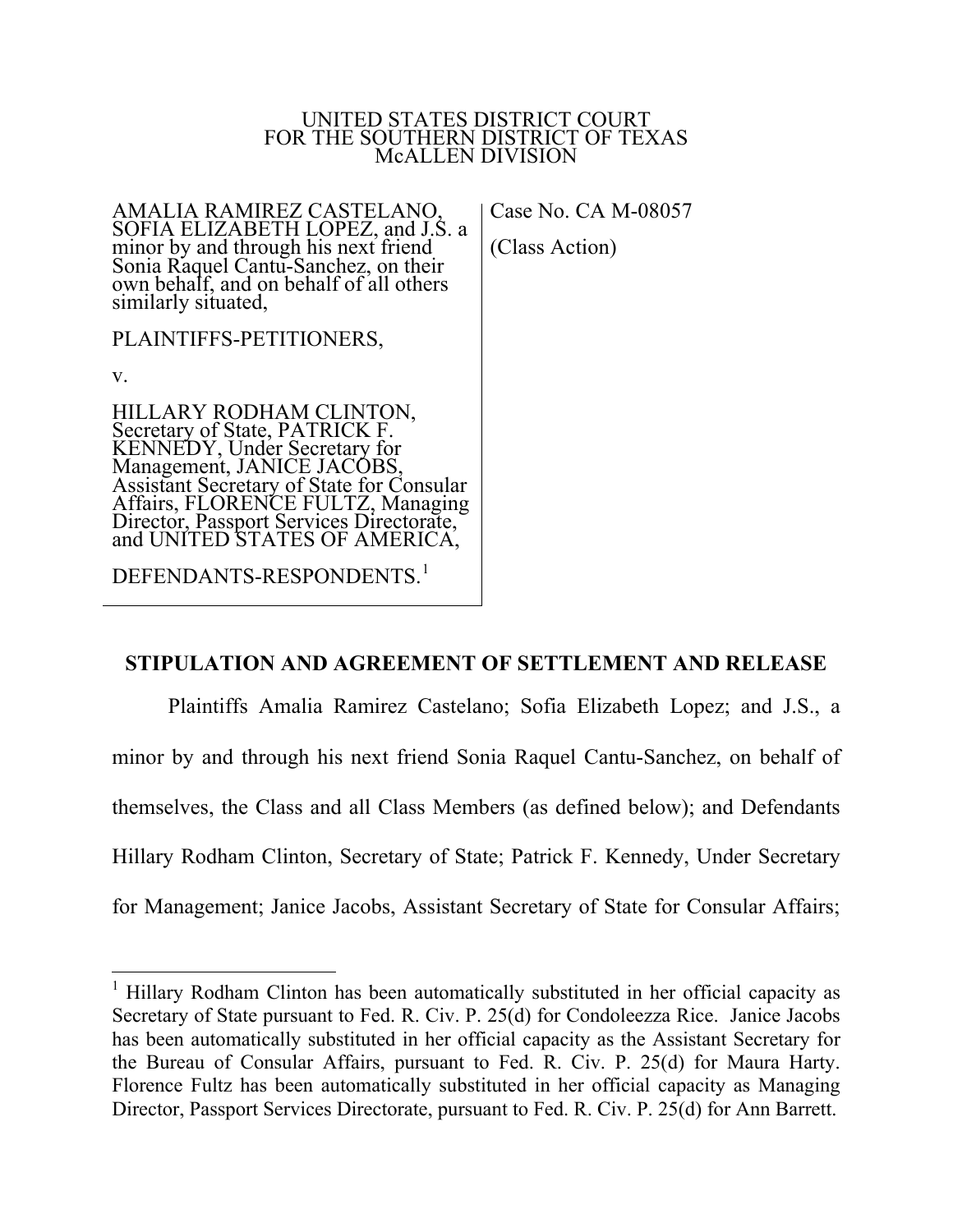UNITED STATES DISTRICT COURT
FOR THE SOUTHERN DISTRICT OF TEXAS
McALLEN DIVISION

| | |
|---|---|
| AMALIA RAMIREZ CASTELANO, SOFIA ELIZABETH LOPEZ, and J.S. a minor by and through his next friend Sonia Raquel Cantu-Sanchez, on their own behalf, and on behalf of all others similarly situated,<br><br>PLAINTIFFS-PETITIONERS,<br><br>v.<br><br>HILLARY RODHAM CLINTON, Secretary of State, PATRICK F. KENNEDY, Under Secretary for Management, JANICE JACOBS, Assistant Secretary of State for Consular Affairs, FLORENCE FULTZ, Managing Director, Passport Services Directorate, and UNITED STATES OF AMERICA,<br><br>DEFENDANTS-RESPONDENTS.[1] | Case No. CA M-08057<br><br>(Class Action) |

## STIPULATION AND AGREEMENT OF SETTLEMENT AND RELEASE

Plaintiffs Amalia Ramirez Castelano; Sofia Elizabeth Lopez; and J.S., a minor by and through his next friend Sonia Raquel Cantu-Sanchez, on behalf of themselves, the Class and all Class Members (as defined below); and Defendants Hillary Rodham Clinton, Secretary of State; Patrick F. Kennedy, Under Secretary for Management; Janice Jacobs, Assistant Secretary of State for Consular Affairs;

---

[1] Hillary Rodham Clinton has been automatically substituted in her official capacity as Secretary of State pursuant to Fed. R. Civ. P. 25(d) for Condoleezza Rice. Janice Jacobs has been automatically substituted in her official capacity as the Assistant Secretary for the Bureau of Consular Affairs, pursuant to Fed. R. Civ. P. 25(d) for Maura Harty. Florence Fultz has been automatically substituted in her official capacity as Managing Director, Passport Services Directorate, pursuant to Fed. R. Civ. P. 25(d) for Ann Barrett.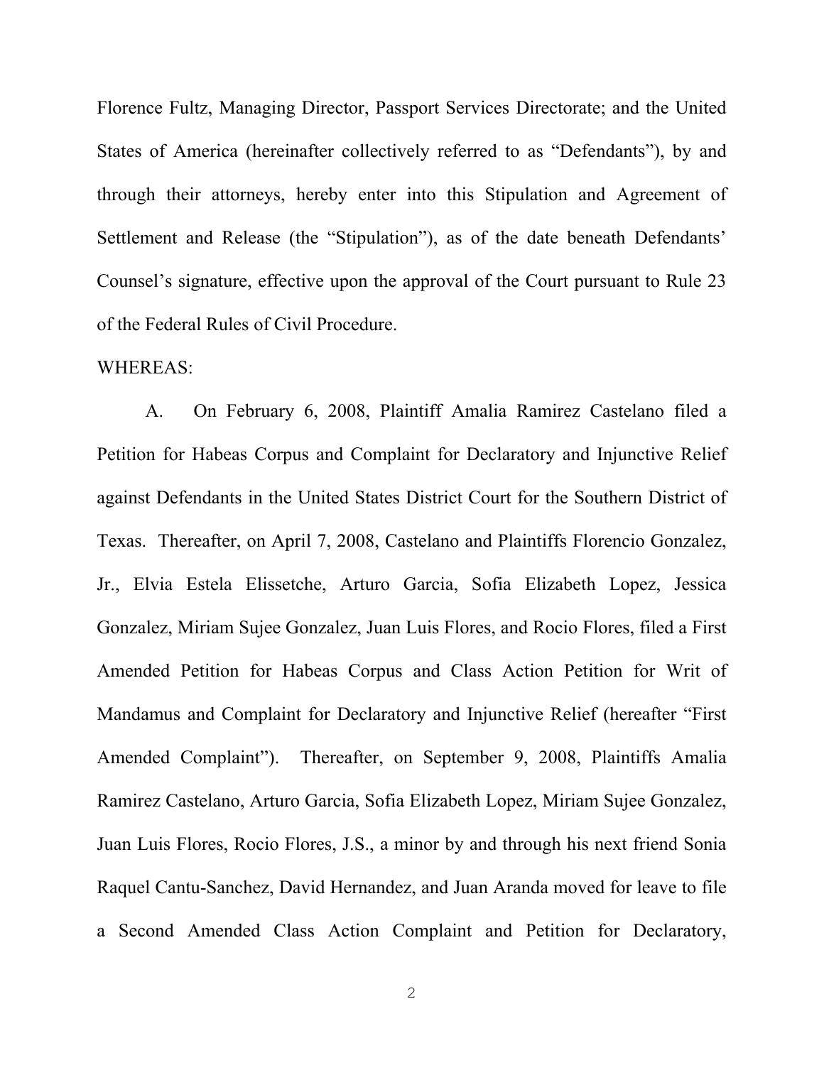Florence Fultz, Managing Director, Passport Services Directorate; and the United States of America (hereinafter collectively referred to as "Defendants"), by and through their attorneys, hereby enter into this Stipulation and Agreement of Settlement and Release (the "Stipulation"), as of the date beneath Defendants' Counsel's signature, effective upon the approval of the Court pursuant to Rule 23 of the Federal Rules of Civil Procedure.

WHEREAS:

A. On February 6, 2008, Plaintiff Amalia Ramirez Castelano filed a Petition for Habeas Corpus and Complaint for Declaratory and Injunctive Relief against Defendants in the United States District Court for the Southern District of Texas. Thereafter, on April 7, 2008, Castelano and Plaintiffs Florencio Gonzalez, Jr., Elvia Estela Elissetche, Arturo Garcia, Sofia Elizabeth Lopez, Jessica Gonzalez, Miriam Sujee Gonzalez, Juan Luis Flores, and Rocio Flores, filed a First Amended Petition for Habeas Corpus and Class Action Petition for Writ of Mandamus and Complaint for Declaratory and Injunctive Relief (hereafter "First Amended Complaint"). Thereafter, on September 9, 2008, Plaintiffs Amalia Ramirez Castelano, Arturo Garcia, Sofia Elizabeth Lopez, Miriam Sujee Gonzalez, Juan Luis Flores, Rocio Flores, J.S., a minor by and through his next friend Sonia Raquel Cantu-Sanchez, David Hernandez, and Juan Aranda moved for leave to file a Second Amended Class Action Complaint and Petition for Declaratory,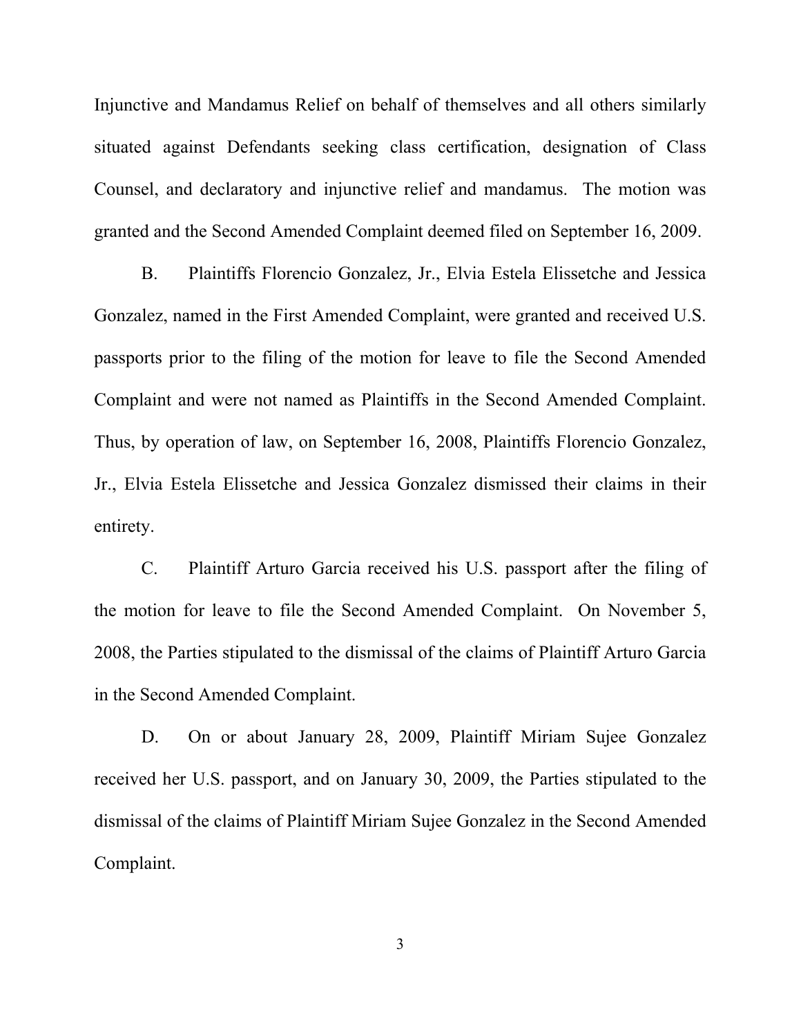Injunctive and Mandamus Relief on behalf of themselves and all others similarly situated against Defendants seeking class certification, designation of Class Counsel, and declaratory and injunctive relief and mandamus. The motion was granted and the Second Amended Complaint deemed filed on September 16, 2009.

B. Plaintiffs Florencio Gonzalez, Jr., Elvia Estela Elissetche and Jessica Gonzalez, named in the First Amended Complaint, were granted and received U.S. passports prior to the filing of the motion for leave to file the Second Amended Complaint and were not named as Plaintiffs in the Second Amended Complaint. Thus, by operation of law, on September 16, 2008, Plaintiffs Florencio Gonzalez, Jr., Elvia Estela Elissetche and Jessica Gonzalez dismissed their claims in their entirety.

C. Plaintiff Arturo Garcia received his U.S. passport after the filing of the motion for leave to file the Second Amended Complaint. On November 5, 2008, the Parties stipulated to the dismissal of the claims of Plaintiff Arturo Garcia in the Second Amended Complaint.

D. On or about January 28, 2009, Plaintiff Miriam Sujee Gonzalez received her U.S. passport, and on January 30, 2009, the Parties stipulated to the dismissal of the claims of Plaintiff Miriam Sujee Gonzalez in the Second Amended Complaint.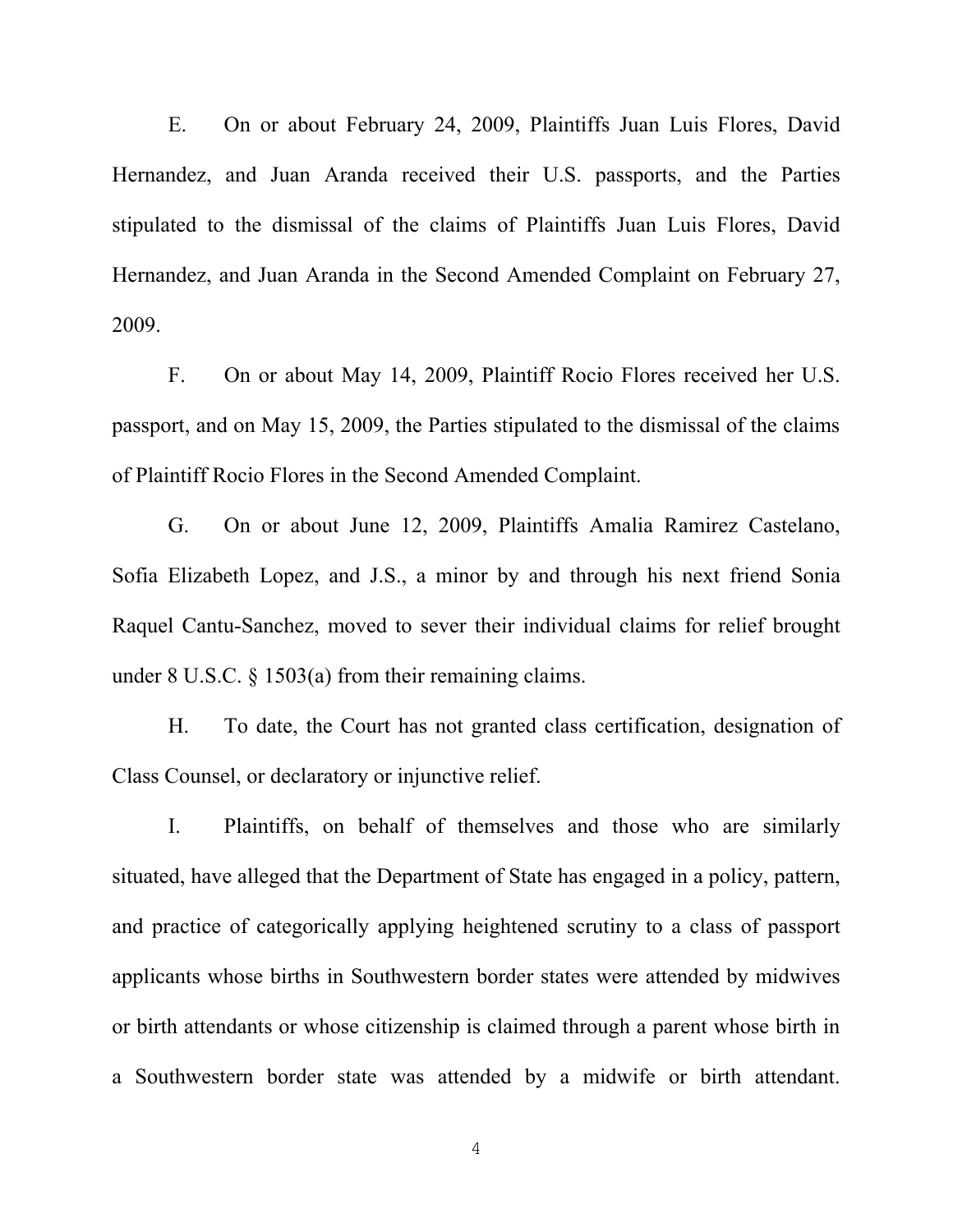E. On or about February 24, 2009, Plaintiffs Juan Luis Flores, David Hernandez, and Juan Aranda received their U.S. passports, and the Parties stipulated to the dismissal of the claims of Plaintiffs Juan Luis Flores, David Hernandez, and Juan Aranda in the Second Amended Complaint on February 27, 2009.

F. On or about May 14, 2009, Plaintiff Rocio Flores received her U.S. passport, and on May 15, 2009, the Parties stipulated to the dismissal of the claims of Plaintiff Rocio Flores in the Second Amended Complaint.

G. On or about June 12, 2009, Plaintiffs Amalia Ramirez Castelano, Sofia Elizabeth Lopez, and J.S., a minor by and through his next friend Sonia Raquel Cantu-Sanchez, moved to sever their individual claims for relief brought under 8 U.S.C. § 1503(a) from their remaining claims.

H. To date, the Court has not granted class certification, designation of Class Counsel, or declaratory or injunctive relief.

I. Plaintiffs, on behalf of themselves and those who are similarly situated, have alleged that the Department of State has engaged in a policy, pattern, and practice of categorically applying heightened scrutiny to a class of passport applicants whose births in Southwestern border states were attended by midwives or birth attendants or whose citizenship is claimed through a parent whose birth in a Southwestern border state was attended by a midwife or birth attendant.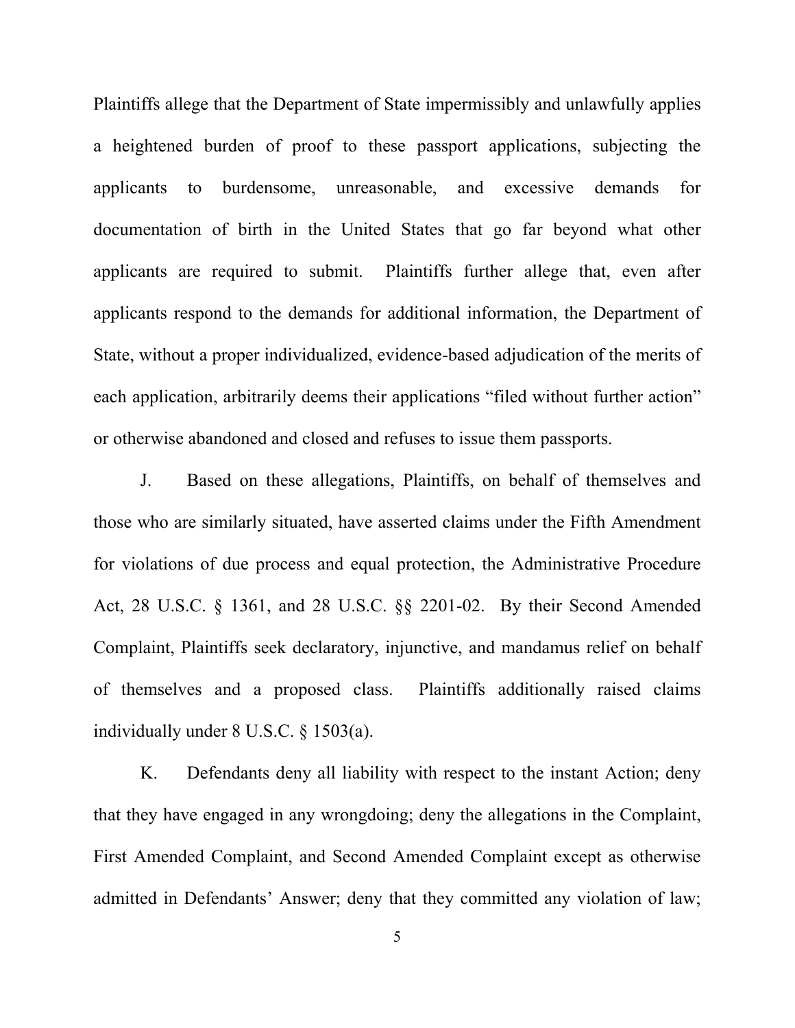Plaintiffs allege that the Department of State impermissibly and unlawfully applies a heightened burden of proof to these passport applications, subjecting the applicants to burdensome, unreasonable, and excessive demands for documentation of birth in the United States that go far beyond what other applicants are required to submit. Plaintiffs further allege that, even after applicants respond to the demands for additional information, the Department of State, without a proper individualized, evidence-based adjudication of the merits of each application, arbitrarily deems their applications "filed without further action" or otherwise abandoned and closed and refuses to issue them passports.

J. Based on these allegations, Plaintiffs, on behalf of themselves and those who are similarly situated, have asserted claims under the Fifth Amendment for violations of due process and equal protection, the Administrative Procedure Act, 28 U.S.C. § 1361, and 28 U.S.C. §§ 2201-02. By their Second Amended Complaint, Plaintiffs seek declaratory, injunctive, and mandamus relief on behalf of themselves and a proposed class. Plaintiffs additionally raised claims individually under 8 U.S.C. § 1503(a).

K. Defendants deny all liability with respect to the instant Action; deny that they have engaged in any wrongdoing; deny the allegations in the Complaint, First Amended Complaint, and Second Amended Complaint except as otherwise admitted in Defendants' Answer; deny that they committed any violation of law;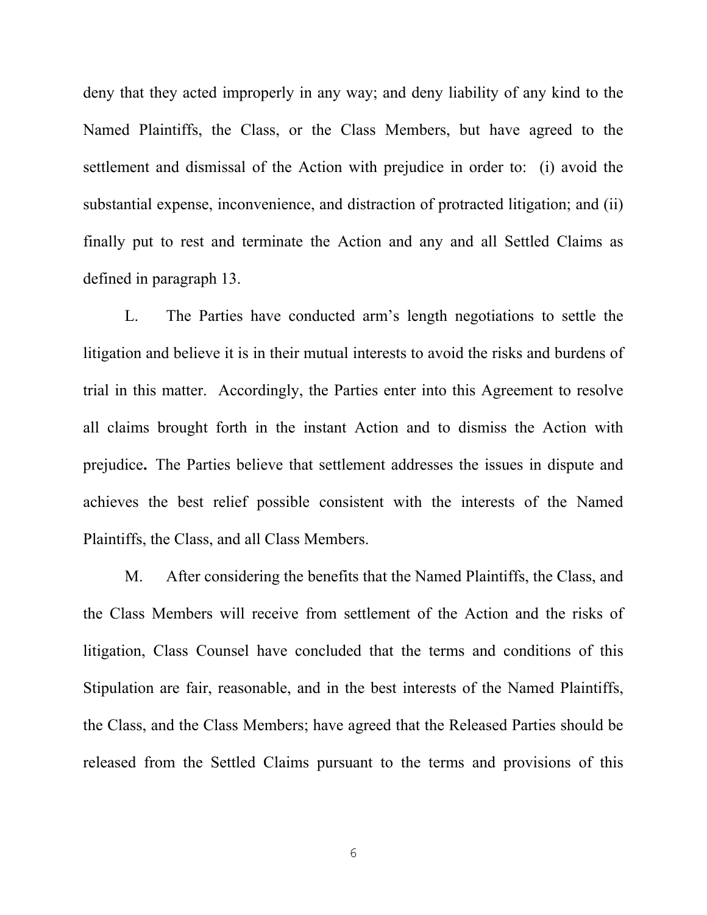deny that they acted improperly in any way; and deny liability of any kind to the Named Plaintiffs, the Class, or the Class Members, but have agreed to the settlement and dismissal of the Action with prejudice in order to: (i) avoid the substantial expense, inconvenience, and distraction of protracted litigation; and (ii) finally put to rest and terminate the Action and any and all Settled Claims as defined in paragraph 13.

L. The Parties have conducted arm's length negotiations to settle the litigation and believe it is in their mutual interests to avoid the risks and burdens of trial in this matter. Accordingly, the Parties enter into this Agreement to resolve all claims brought forth in the instant Action and to dismiss the Action with prejudice**.** The Parties believe that settlement addresses the issues in dispute and achieves the best relief possible consistent with the interests of the Named Plaintiffs, the Class, and all Class Members.

M. After considering the benefits that the Named Plaintiffs, the Class, and the Class Members will receive from settlement of the Action and the risks of litigation, Class Counsel have concluded that the terms and conditions of this Stipulation are fair, reasonable, and in the best interests of the Named Plaintiffs, the Class, and the Class Members; have agreed that the Released Parties should be released from the Settled Claims pursuant to the terms and provisions of this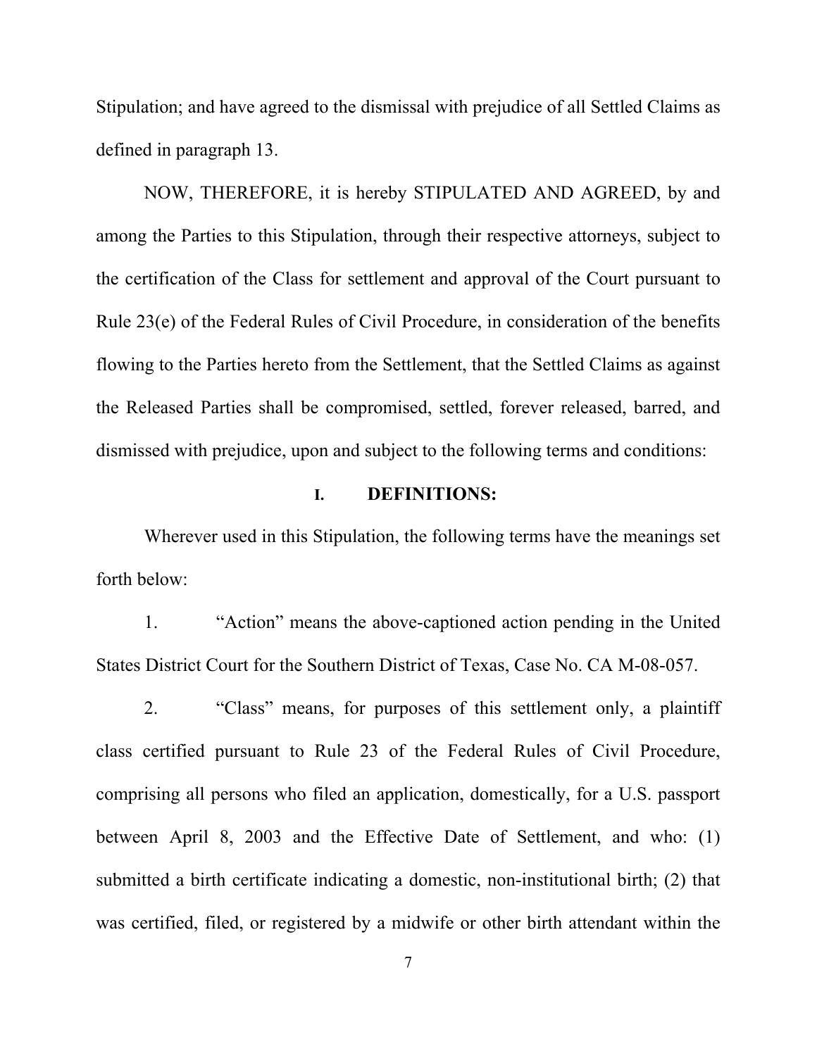Stipulation; and have agreed to the dismissal with prejudice of all Settled Claims as defined in paragraph 13.

NOW, THEREFORE, it is hereby STIPULATED AND AGREED, by and among the Parties to this Stipulation, through their respective attorneys, subject to the certification of the Class for settlement and approval of the Court pursuant to Rule 23(e) of the Federal Rules of Civil Procedure, in consideration of the benefits flowing to the Parties hereto from the Settlement, that the Settled Claims as against the Released Parties shall be compromised, settled, forever released, barred, and dismissed with prejudice, upon and subject to the following terms and conditions:

## I. DEFINITIONS:

Wherever used in this Stipulation, the following terms have the meanings set forth below:

1. "Action" means the above-captioned action pending in the United States District Court for the Southern District of Texas, Case No. CA M-08-057.

2. "Class" means, for purposes of this settlement only, a plaintiff class certified pursuant to Rule 23 of the Federal Rules of Civil Procedure, comprising all persons who filed an application, domestically, for a U.S. passport between April 8, 2003 and the Effective Date of Settlement, and who: (1) submitted a birth certificate indicating a domestic, non-institutional birth; (2) that was certified, filed, or registered by a midwife or other birth attendant within the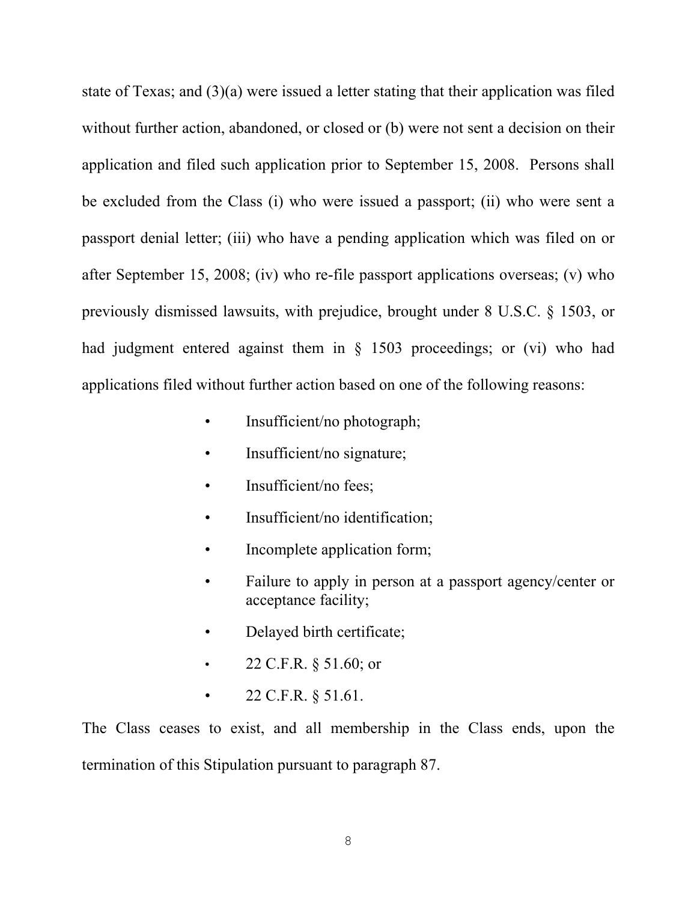state of Texas; and (3)(a) were issued a letter stating that their application was filed without further action, abandoned, or closed or (b) were not sent a decision on their application and filed such application prior to September 15, 2008. Persons shall be excluded from the Class (i) who were issued a passport; (ii) who were sent a passport denial letter; (iii) who have a pending application which was filed on or after September 15, 2008; (iv) who re-file passport applications overseas; (v) who previously dismissed lawsuits, with prejudice, brought under 8 U.S.C. § 1503, or had judgment entered against them in § 1503 proceedings; or (vi) who had applications filed without further action based on one of the following reasons:

- Insufficient/no photograph;
- Insufficient/no signature;
- Insufficient/no fees;
- Insufficient/no identification;
- Incomplete application form;
- Failure to apply in person at a passport agency/center or acceptance facility;
- Delayed birth certificate;
- 22 C.F.R. § 51.60; or
- 22 C.F.R. § 51.61.

The Class ceases to exist, and all membership in the Class ends, upon the termination of this Stipulation pursuant to paragraph 87.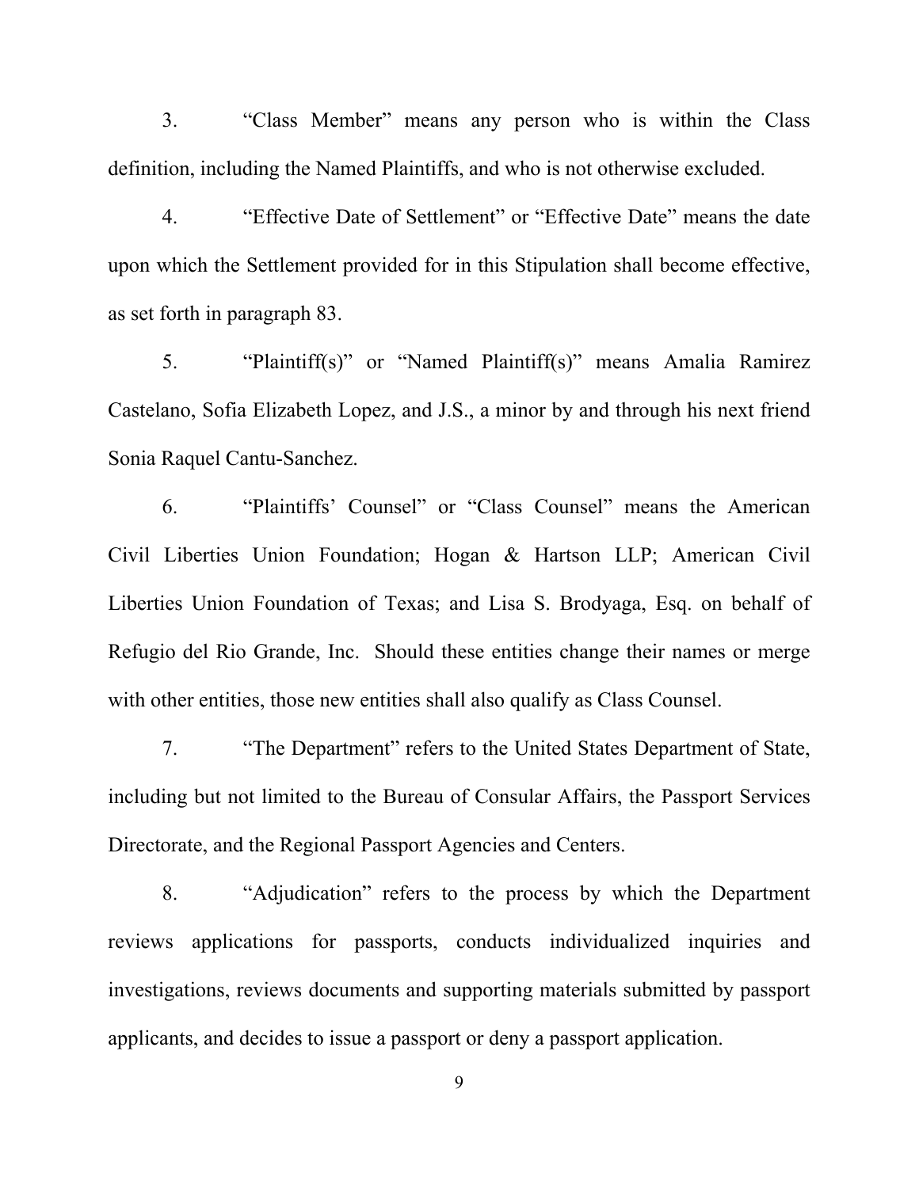3. “Class Member” means any person who is within the Class definition, including the Named Plaintiffs, and who is not otherwise excluded.

4. “Effective Date of Settlement” or “Effective Date” means the date upon which the Settlement provided for in this Stipulation shall become effective, as set forth in paragraph 83.

5. “Plaintiff(s)” or “Named Plaintiff(s)” means Amalia Ramirez Castelano, Sofia Elizabeth Lopez, and J.S., a minor by and through his next friend Sonia Raquel Cantu-Sanchez.

6. “Plaintiffs’ Counsel” or “Class Counsel” means the American Civil Liberties Union Foundation; Hogan & Hartson LLP; American Civil Liberties Union Foundation of Texas; and Lisa S. Brodyaga, Esq. on behalf of Refugio del Rio Grande, Inc. Should these entities change their names or merge with other entities, those new entities shall also qualify as Class Counsel.

7. “The Department” refers to the United States Department of State, including but not limited to the Bureau of Consular Affairs, the Passport Services Directorate, and the Regional Passport Agencies and Centers.

8. “Adjudication” refers to the process by which the Department reviews applications for passports, conducts individualized inquiries and investigations, reviews documents and supporting materials submitted by passport applicants, and decides to issue a passport or deny a passport application.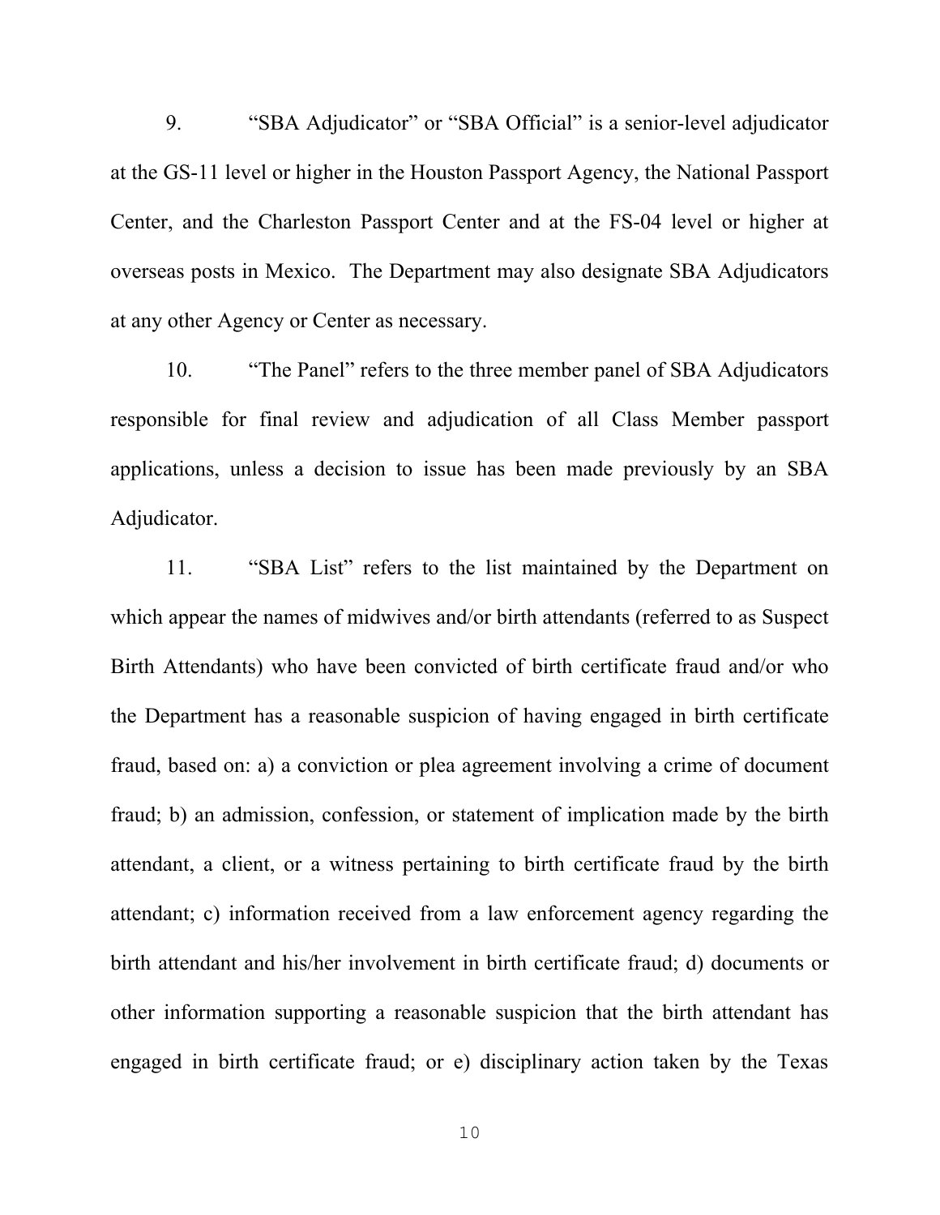9. “SBA Adjudicator” or “SBA Official” is a senior-level adjudicator at the GS-11 level or higher in the Houston Passport Agency, the National Passport Center, and the Charleston Passport Center and at the FS-04 level or higher at overseas posts in Mexico. The Department may also designate SBA Adjudicators at any other Agency or Center as necessary.

10. “The Panel” refers to the three member panel of SBA Adjudicators responsible for final review and adjudication of all Class Member passport applications, unless a decision to issue has been made previously by an SBA Adjudicator.

11. “SBA List” refers to the list maintained by the Department on which appear the names of midwives and/or birth attendants (referred to as Suspect Birth Attendants) who have been convicted of birth certificate fraud and/or who the Department has a reasonable suspicion of having engaged in birth certificate fraud, based on: a) a conviction or plea agreement involving a crime of document fraud; b) an admission, confession, or statement of implication made by the birth attendant, a client, or a witness pertaining to birth certificate fraud by the birth attendant; c) information received from a law enforcement agency regarding the birth attendant and his/her involvement in birth certificate fraud; d) documents or other information supporting a reasonable suspicion that the birth attendant has engaged in birth certificate fraud; or e) disciplinary action taken by the Texas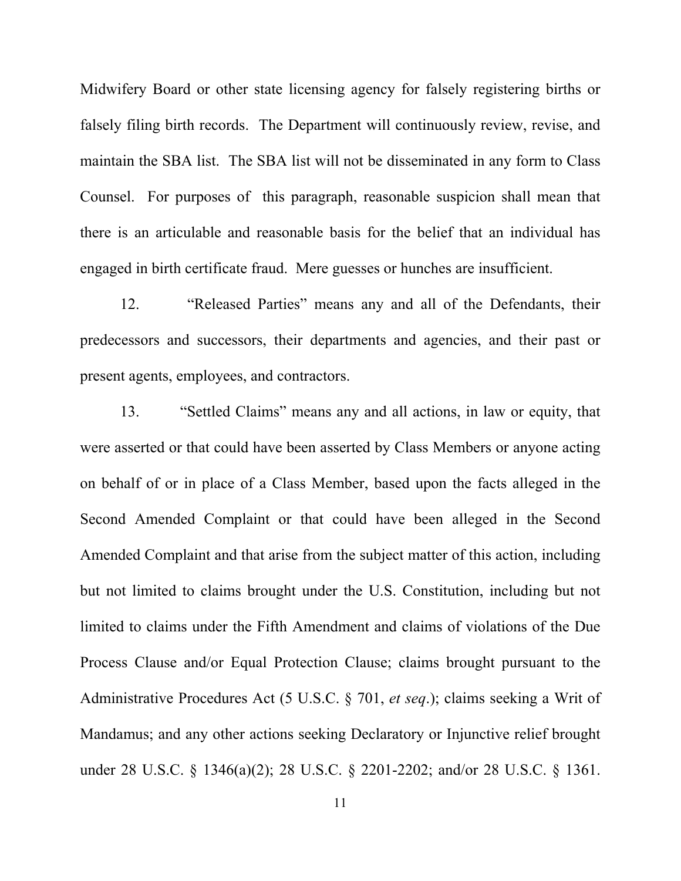Midwifery Board or other state licensing agency for falsely registering births or falsely filing birth records. The Department will continuously review, revise, and maintain the SBA list. The SBA list will not be disseminated in any form to Class Counsel. For purposes of this paragraph, reasonable suspicion shall mean that there is an articulable and reasonable basis for the belief that an individual has engaged in birth certificate fraud. Mere guesses or hunches are insufficient.

12. "Released Parties" means any and all of the Defendants, their predecessors and successors, their departments and agencies, and their past or present agents, employees, and contractors.

13. "Settled Claims" means any and all actions, in law or equity, that were asserted or that could have been asserted by Class Members or anyone acting on behalf of or in place of a Class Member, based upon the facts alleged in the Second Amended Complaint or that could have been alleged in the Second Amended Complaint and that arise from the subject matter of this action, including but not limited to claims brought under the U.S. Constitution, including but not limited to claims under the Fifth Amendment and claims of violations of the Due Process Clause and/or Equal Protection Clause; claims brought pursuant to the Administrative Procedures Act (5 U.S.C. § 701, *et seq*.); claims seeking a Writ of Mandamus; and any other actions seeking Declaratory or Injunctive relief brought under 28 U.S.C. § 1346(a)(2); 28 U.S.C. § 2201-2202; and/or 28 U.S.C. § 1361.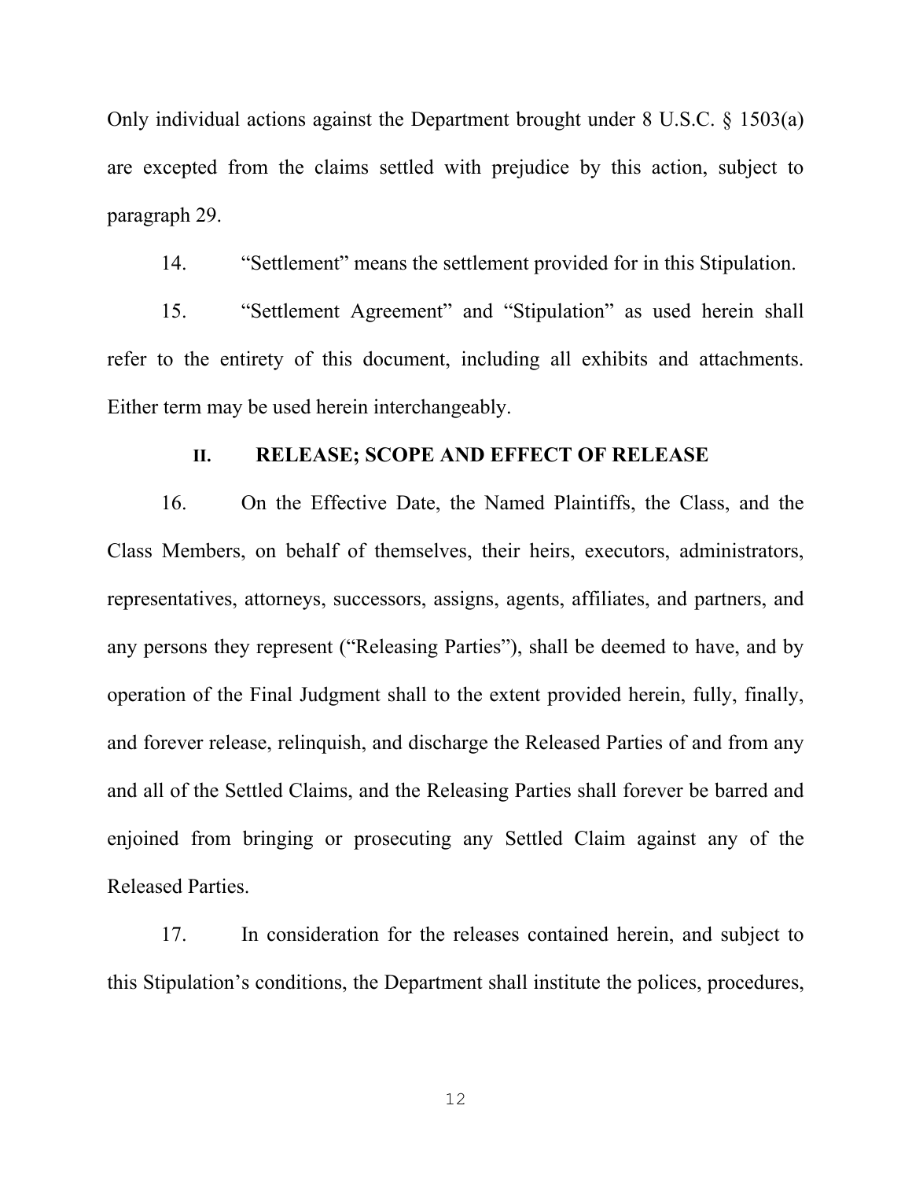Only individual actions against the Department brought under 8 U.S.C. § 1503(a) are excepted from the claims settled with prejudice by this action, subject to paragraph 29.

14. "Settlement" means the settlement provided for in this Stipulation.

15. "Settlement Agreement" and "Stipulation" as used herein shall refer to the entirety of this document, including all exhibits and attachments. Either term may be used herein interchangeably.

## II. RELEASE; SCOPE AND EFFECT OF RELEASE

16. On the Effective Date, the Named Plaintiffs, the Class, and the Class Members, on behalf of themselves, their heirs, executors, administrators, representatives, attorneys, successors, assigns, agents, affiliates, and partners, and any persons they represent ("Releasing Parties"), shall be deemed to have, and by operation of the Final Judgment shall to the extent provided herein, fully, finally, and forever release, relinquish, and discharge the Released Parties of and from any and all of the Settled Claims, and the Releasing Parties shall forever be barred and enjoined from bringing or prosecuting any Settled Claim against any of the Released Parties.

17. In consideration for the releases contained herein, and subject to this Stipulation's conditions, the Department shall institute the polices, procedures,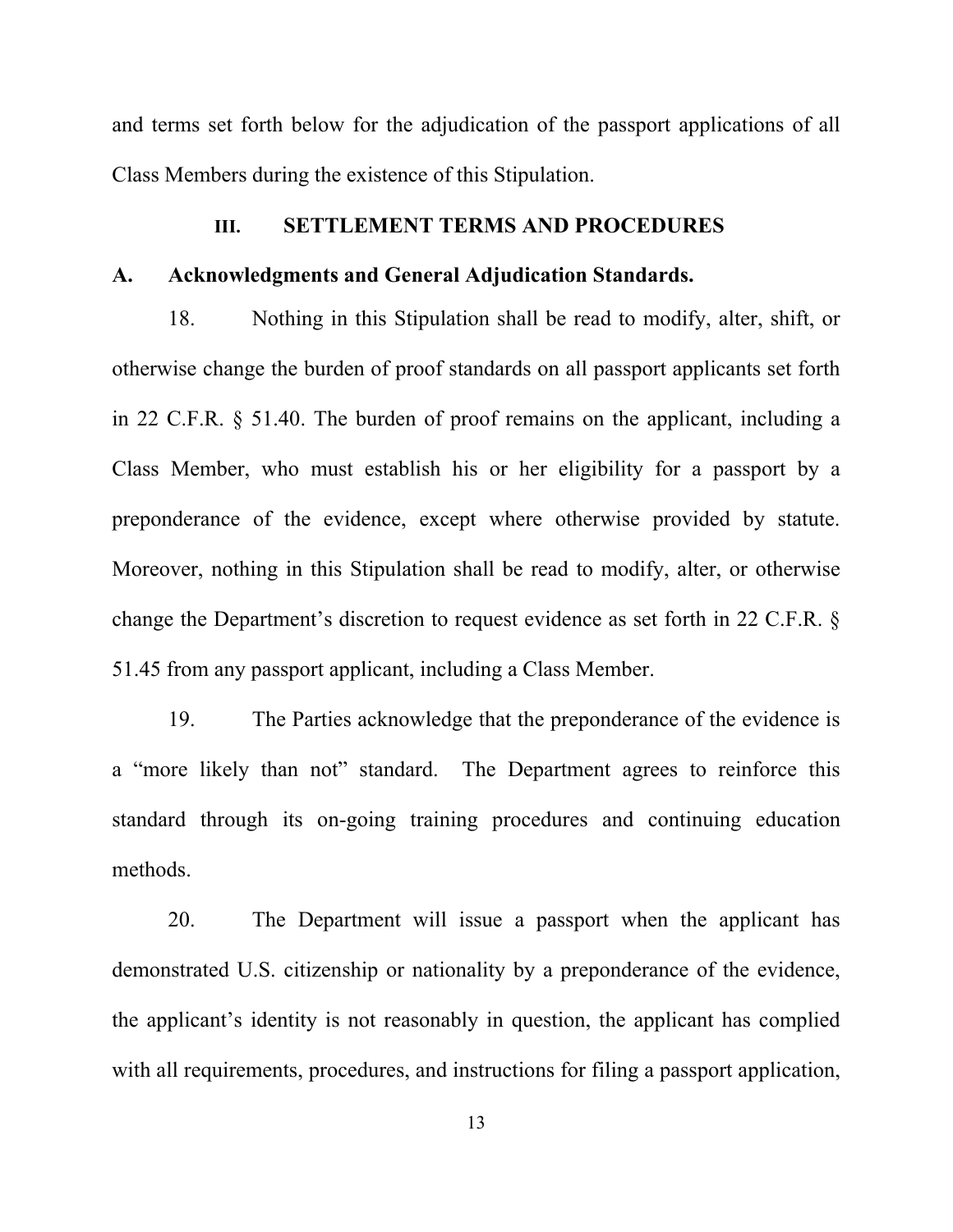and terms set forth below for the adjudication of the passport applications of all Class Members during the existence of this Stipulation.

## III. SETTLEMENT TERMS AND PROCEDURES

### A. Acknowledgments and General Adjudication Standards.

18. Nothing in this Stipulation shall be read to modify, alter, shift, or otherwise change the burden of proof standards on all passport applicants set forth in 22 C.F.R. § 51.40. The burden of proof remains on the applicant, including a Class Member, who must establish his or her eligibility for a passport by a preponderance of the evidence, except where otherwise provided by statute. Moreover, nothing in this Stipulation shall be read to modify, alter, or otherwise change the Department's discretion to request evidence as set forth in 22 C.F.R. § 51.45 from any passport applicant, including a Class Member.

19. The Parties acknowledge that the preponderance of the evidence is a "more likely than not" standard. The Department agrees to reinforce this standard through its on-going training procedures and continuing education methods.

20. The Department will issue a passport when the applicant has demonstrated U.S. citizenship or nationality by a preponderance of the evidence, the applicant's identity is not reasonably in question, the applicant has complied with all requirements, procedures, and instructions for filing a passport application,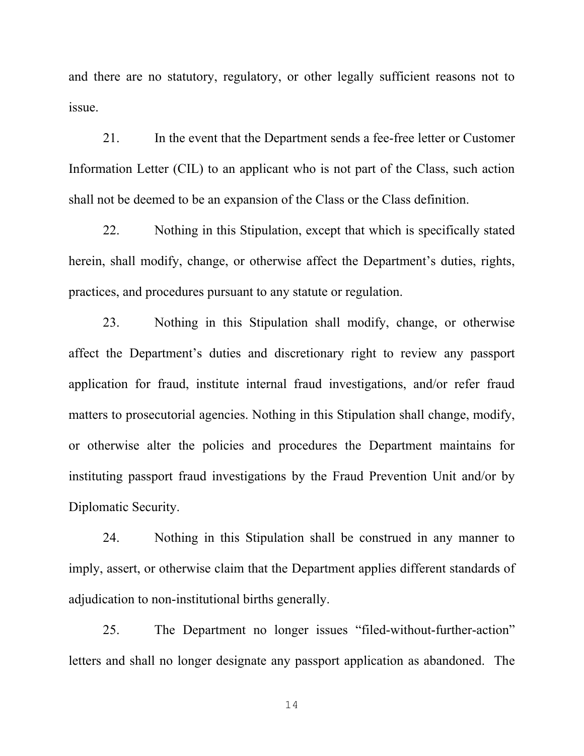and there are no statutory, regulatory, or other legally sufficient reasons not to issue.

21. In the event that the Department sends a fee-free letter or Customer Information Letter (CIL) to an applicant who is not part of the Class, such action shall not be deemed to be an expansion of the Class or the Class definition.

22. Nothing in this Stipulation, except that which is specifically stated herein, shall modify, change, or otherwise affect the Department's duties, rights, practices, and procedures pursuant to any statute or regulation.

23. Nothing in this Stipulation shall modify, change, or otherwise affect the Department's duties and discretionary right to review any passport application for fraud, institute internal fraud investigations, and/or refer fraud matters to prosecutorial agencies. Nothing in this Stipulation shall change, modify, or otherwise alter the policies and procedures the Department maintains for instituting passport fraud investigations by the Fraud Prevention Unit and/or by Diplomatic Security.

24. Nothing in this Stipulation shall be construed in any manner to imply, assert, or otherwise claim that the Department applies different standards of adjudication to non-institutional births generally.

25. The Department no longer issues "filed-without-further-action" letters and shall no longer designate any passport application as abandoned. The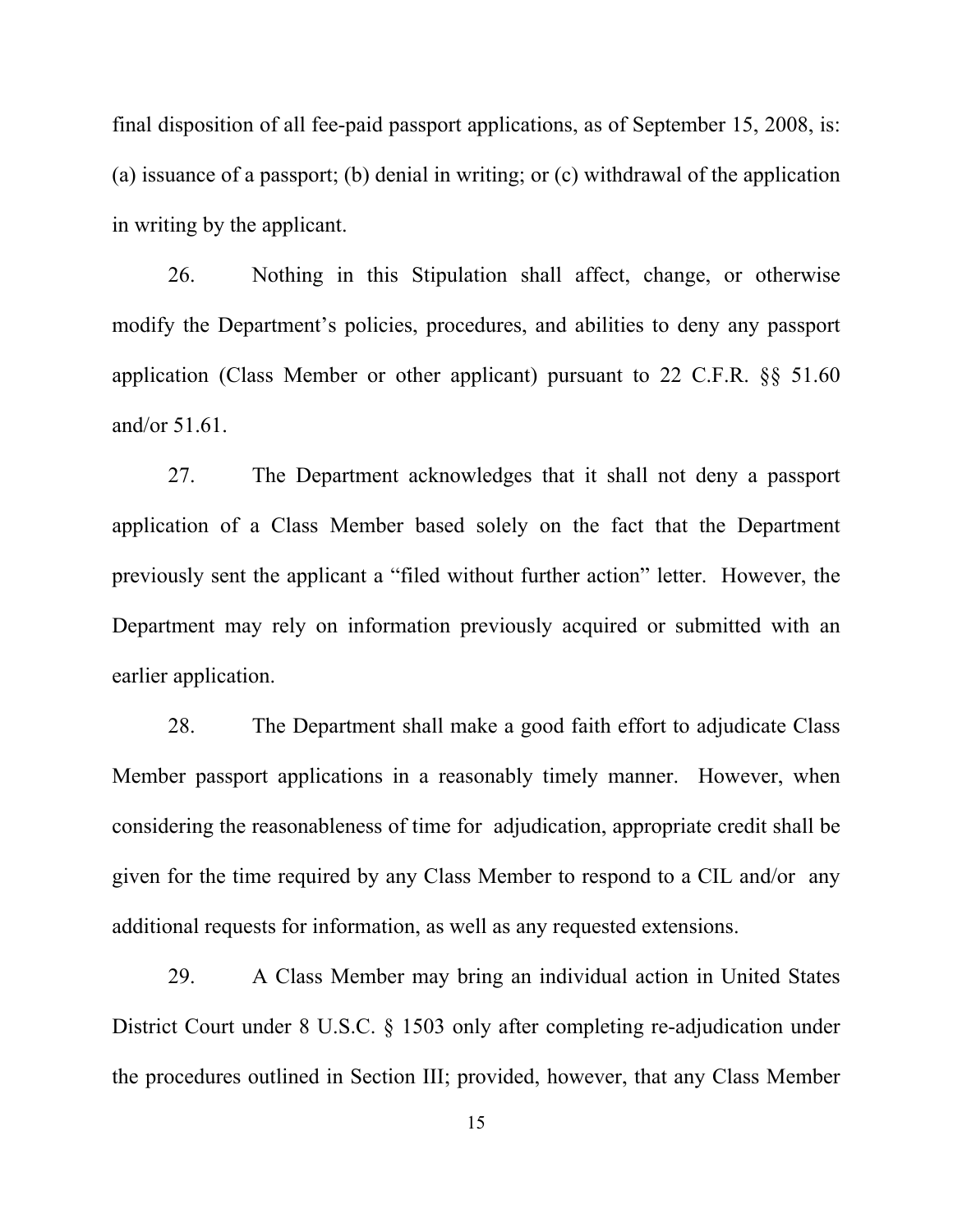final disposition of all fee-paid passport applications, as of September 15, 2008, is: (a) issuance of a passport; (b) denial in writing; or (c) withdrawal of the application in writing by the applicant.

26. Nothing in this Stipulation shall affect, change, or otherwise modify the Department's policies, procedures, and abilities to deny any passport application (Class Member or other applicant) pursuant to 22 C.F.R. §§ 51.60 and/or 51.61.

27. The Department acknowledges that it shall not deny a passport application of a Class Member based solely on the fact that the Department previously sent the applicant a "filed without further action" letter. However, the Department may rely on information previously acquired or submitted with an earlier application.

28. The Department shall make a good faith effort to adjudicate Class Member passport applications in a reasonably timely manner. However, when considering the reasonableness of time for adjudication, appropriate credit shall be given for the time required by any Class Member to respond to a CIL and/or any additional requests for information, as well as any requested extensions.

29. A Class Member may bring an individual action in United States District Court under 8 U.S.C. § 1503 only after completing re-adjudication under the procedures outlined in Section III; provided, however, that any Class Member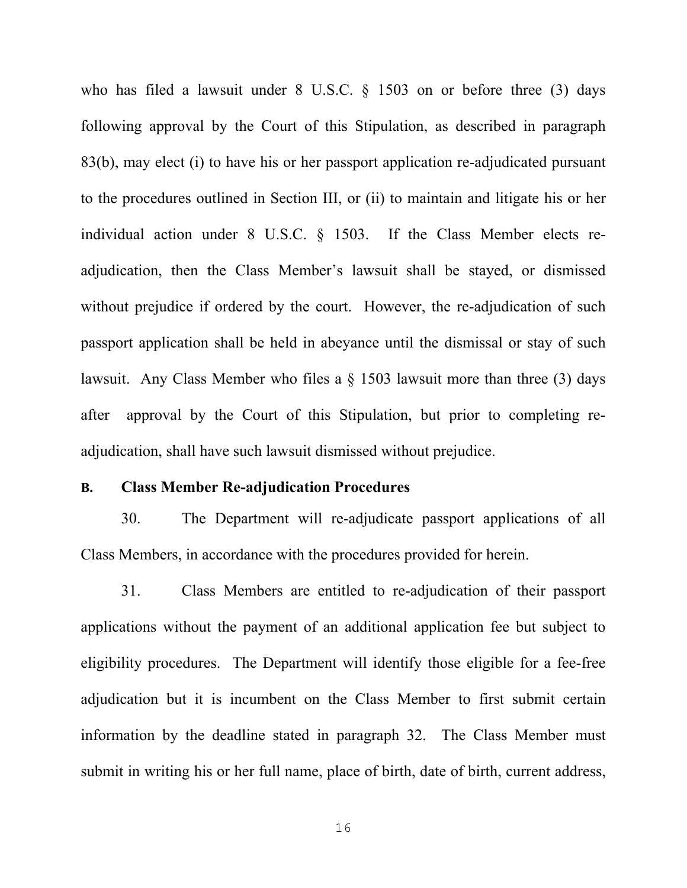who has filed a lawsuit under 8 U.S.C. § 1503 on or before three (3) days following approval by the Court of this Stipulation, as described in paragraph 83(b), may elect (i) to have his or her passport application re-adjudicated pursuant to the procedures outlined in Section III, or (ii) to maintain and litigate his or her individual action under 8 U.S.C. § 1503. If the Class Member elects re-adjudication, then the Class Member's lawsuit shall be stayed, or dismissed without prejudice if ordered by the court. However, the re-adjudication of such passport application shall be held in abeyance until the dismissal or stay of such lawsuit. Any Class Member who files a § 1503 lawsuit more than three (3) days after approval by the Court of this Stipulation, but prior to completing re-adjudication, shall have such lawsuit dismissed without prejudice.

**B. Class Member Re-adjudication Procedures**

30. The Department will re-adjudicate passport applications of all Class Members, in accordance with the procedures provided for herein.

31. Class Members are entitled to re-adjudication of their passport applications without the payment of an additional application fee but subject to eligibility procedures. The Department will identify those eligible for a fee-free adjudication but it is incumbent on the Class Member to first submit certain information by the deadline stated in paragraph 32. The Class Member must submit in writing his or her full name, place of birth, date of birth, current address,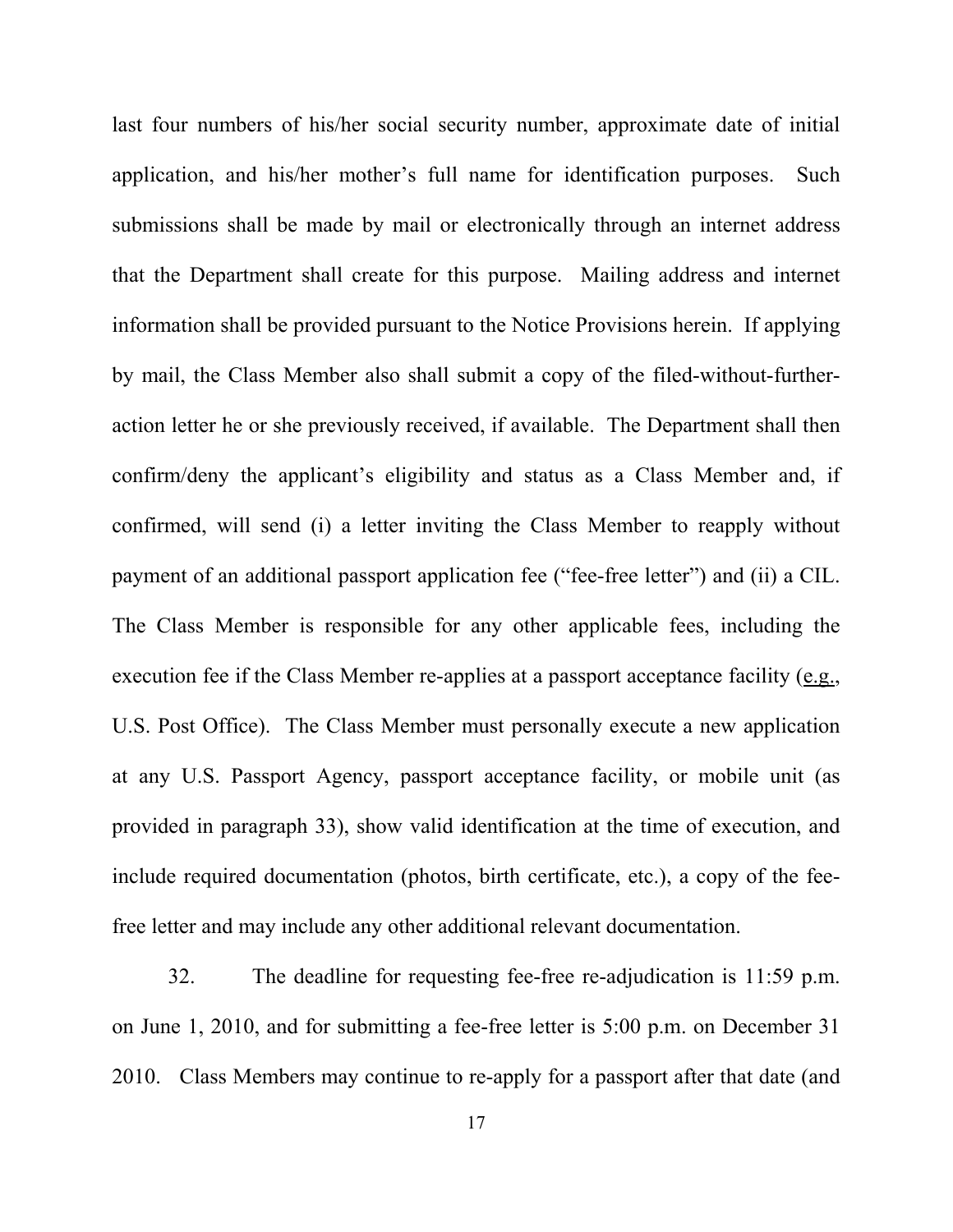last four numbers of his/her social security number, approximate date of initial application, and his/her mother's full name for identification purposes. Such submissions shall be made by mail or electronically through an internet address that the Department shall create for this purpose. Mailing address and internet information shall be provided pursuant to the Notice Provisions herein. If applying by mail, the Class Member also shall submit a copy of the filed-without-further-action letter he or she previously received, if available. The Department shall then confirm/deny the applicant's eligibility and status as a Class Member and, if confirmed, will send (i) a letter inviting the Class Member to reapply without payment of an additional passport application fee ("fee-free letter") and (ii) a CIL. The Class Member is responsible for any other applicable fees, including the execution fee if the Class Member re-applies at a passport acceptance facility (e.g., U.S. Post Office). The Class Member must personally execute a new application at any U.S. Passport Agency, passport acceptance facility, or mobile unit (as provided in paragraph 33), show valid identification at the time of execution, and include required documentation (photos, birth certificate, etc.), a copy of the fee-free letter and may include any other additional relevant documentation.

32. The deadline for requesting fee-free re-adjudication is 11:59 p.m. on June 1, 2010, and for submitting a fee-free letter is 5:00 p.m. on December 31 2010. Class Members may continue to re-apply for a passport after that date (and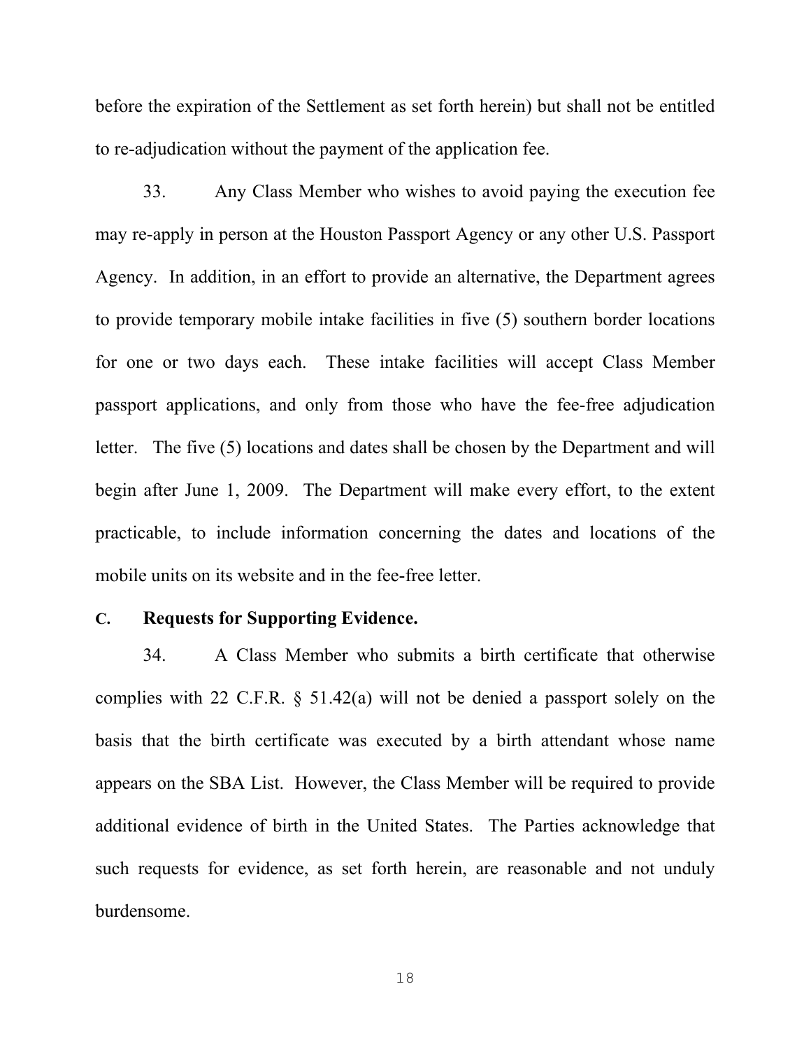before the expiration of the Settlement as set forth herein) but shall not be entitled to re-adjudication without the payment of the application fee.

33. Any Class Member who wishes to avoid paying the execution fee may re-apply in person at the Houston Passport Agency or any other U.S. Passport Agency. In addition, in an effort to provide an alternative, the Department agrees to provide temporary mobile intake facilities in five (5) southern border locations for one or two days each. These intake facilities will accept Class Member passport applications, and only from those who have the fee-free adjudication letter. The five (5) locations and dates shall be chosen by the Department and will begin after June 1, 2009. The Department will make every effort, to the extent practicable, to include information concerning the dates and locations of the mobile units on its website and in the fee-free letter.

### C. Requests for Supporting Evidence.

34. A Class Member who submits a birth certificate that otherwise complies with 22 C.F.R. § 51.42(a) will not be denied a passport solely on the basis that the birth certificate was executed by a birth attendant whose name appears on the SBA List. However, the Class Member will be required to provide additional evidence of birth in the United States. The Parties acknowledge that such requests for evidence, as set forth herein, are reasonable and not unduly burdensome.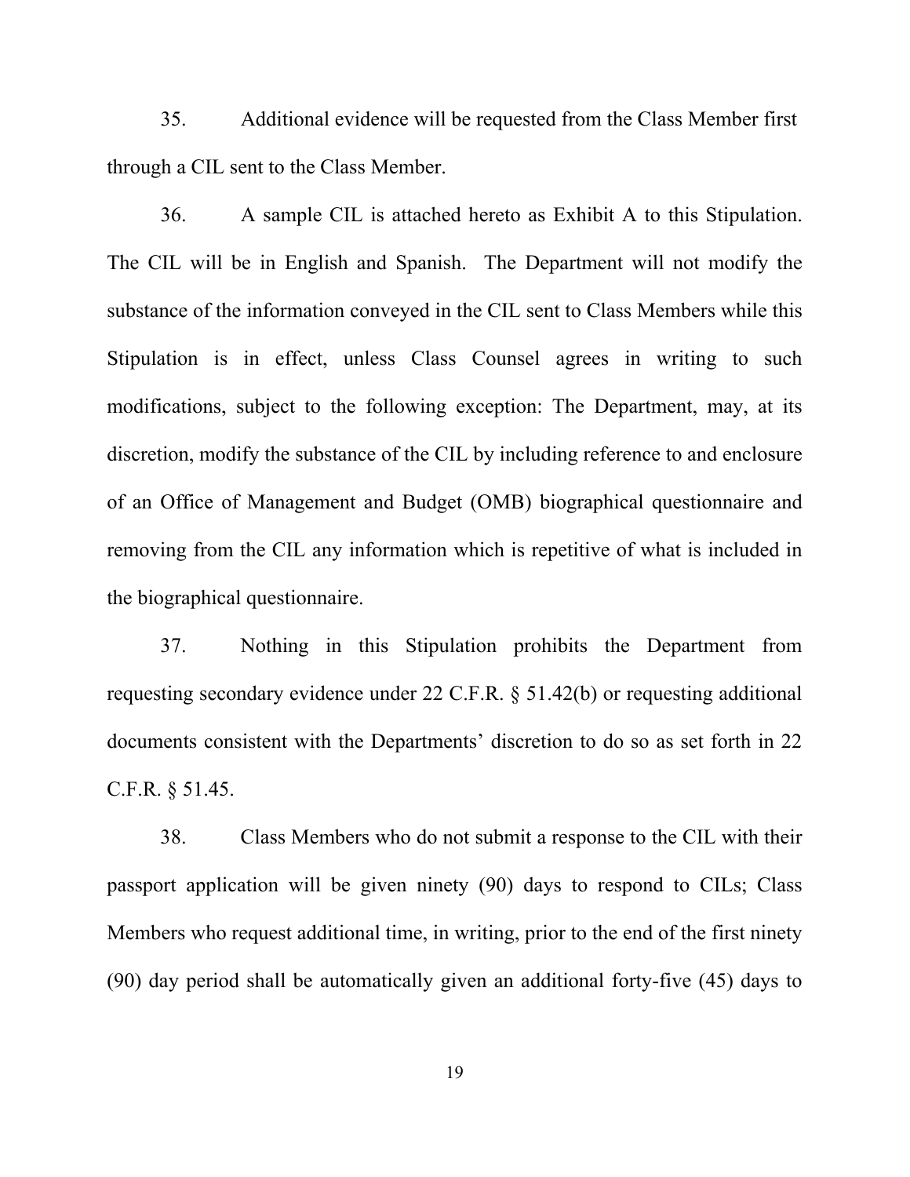35. Additional evidence will be requested from the Class Member first through a CIL sent to the Class Member.

36. A sample CIL is attached hereto as Exhibit A to this Stipulation. The CIL will be in English and Spanish. The Department will not modify the substance of the information conveyed in the CIL sent to Class Members while this Stipulation is in effect, unless Class Counsel agrees in writing to such modifications, subject to the following exception: The Department, may, at its discretion, modify the substance of the CIL by including reference to and enclosure of an Office of Management and Budget (OMB) biographical questionnaire and removing from the CIL any information which is repetitive of what is included in the biographical questionnaire.

37. Nothing in this Stipulation prohibits the Department from requesting secondary evidence under 22 C.F.R. § 51.42(b) or requesting additional documents consistent with the Departments' discretion to do so as set forth in 22 C.F.R. § 51.45.

38. Class Members who do not submit a response to the CIL with their passport application will be given ninety (90) days to respond to CILs; Class Members who request additional time, in writing, prior to the end of the first ninety (90) day period shall be automatically given an additional forty-five (45) days to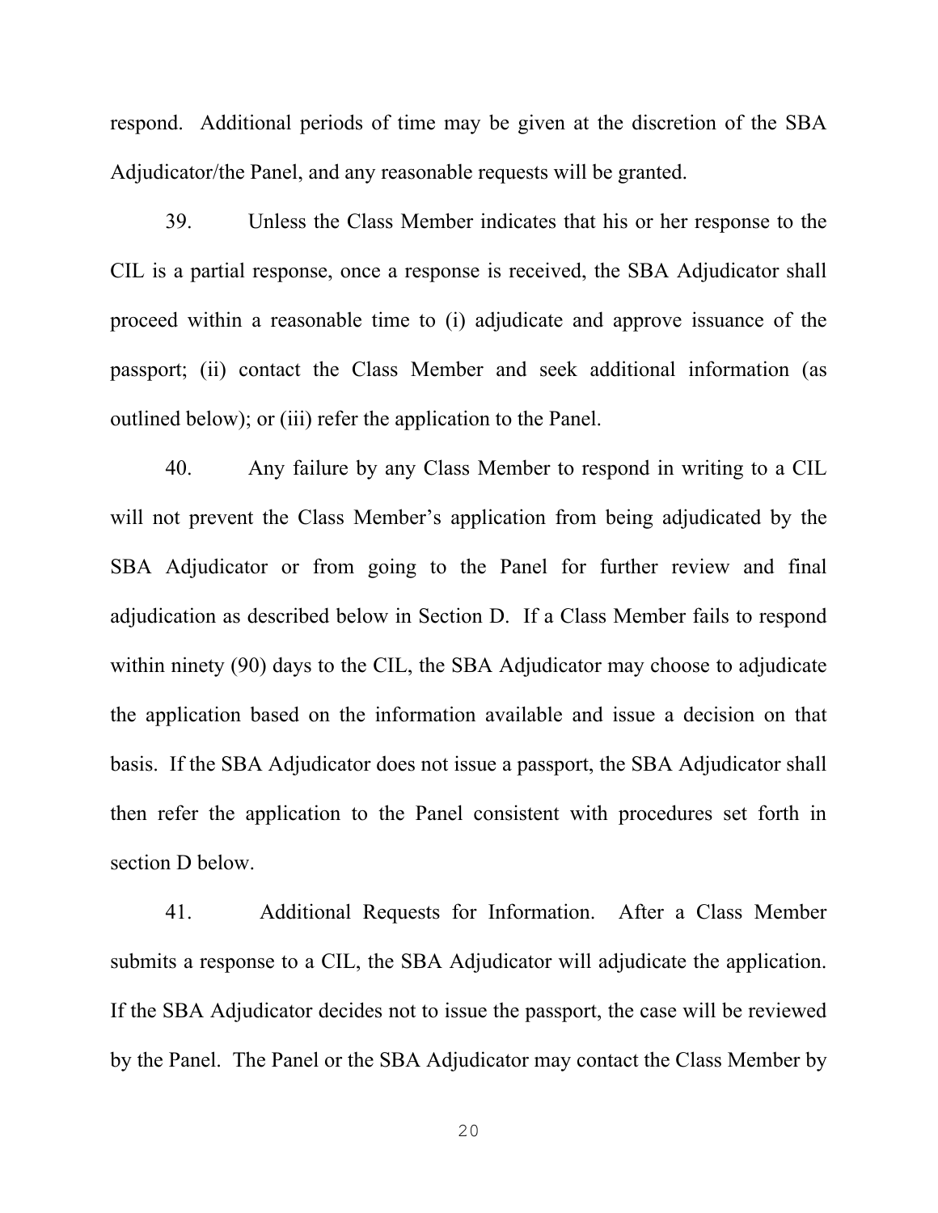respond. Additional periods of time may be given at the discretion of the SBA Adjudicator/the Panel, and any reasonable requests will be granted.

39. Unless the Class Member indicates that his or her response to the CIL is a partial response, once a response is received, the SBA Adjudicator shall proceed within a reasonable time to (i) adjudicate and approve issuance of the passport; (ii) contact the Class Member and seek additional information (as outlined below); or (iii) refer the application to the Panel.

40. Any failure by any Class Member to respond in writing to a CIL will not prevent the Class Member's application from being adjudicated by the SBA Adjudicator or from going to the Panel for further review and final adjudication as described below in Section D. If a Class Member fails to respond within ninety (90) days to the CIL, the SBA Adjudicator may choose to adjudicate the application based on the information available and issue a decision on that basis. If the SBA Adjudicator does not issue a passport, the SBA Adjudicator shall then refer the application to the Panel consistent with procedures set forth in section D below.

41. Additional Requests for Information. After a Class Member submits a response to a CIL, the SBA Adjudicator will adjudicate the application. If the SBA Adjudicator decides not to issue the passport, the case will be reviewed by the Panel. The Panel or the SBA Adjudicator may contact the Class Member by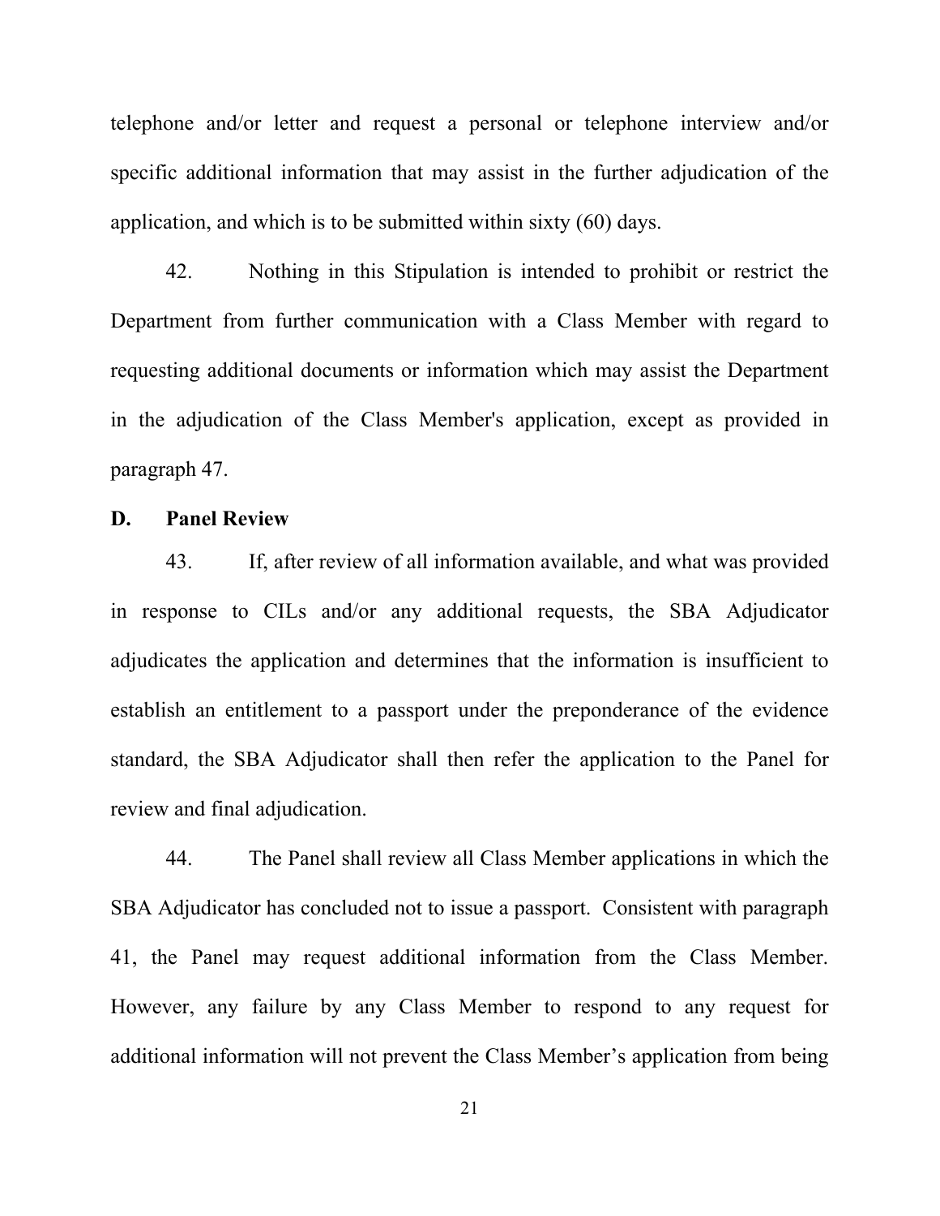telephone and/or letter and request a personal or telephone interview and/or specific additional information that may assist in the further adjudication of the application, and which is to be submitted within sixty (60) days.

42. Nothing in this Stipulation is intended to prohibit or restrict the Department from further communication with a Class Member with regard to requesting additional documents or information which may assist the Department in the adjudication of the Class Member's application, except as provided in paragraph 47.

**D. Panel Review**

43. If, after review of all information available, and what was provided in response to CILs and/or any additional requests, the SBA Adjudicator adjudicates the application and determines that the information is insufficient to establish an entitlement to a passport under the preponderance of the evidence standard, the SBA Adjudicator shall then refer the application to the Panel for review and final adjudication.

44. The Panel shall review all Class Member applications in which the SBA Adjudicator has concluded not to issue a passport. Consistent with paragraph 41, the Panel may request additional information from the Class Member. However, any failure by any Class Member to respond to any request for additional information will not prevent the Class Member's application from being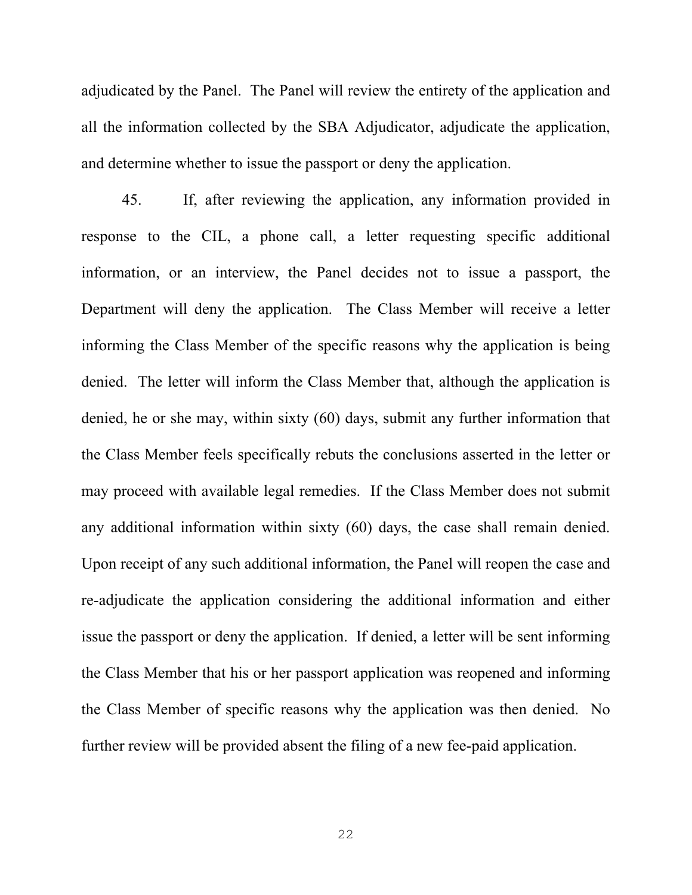adjudicated by the Panel. The Panel will review the entirety of the application and all the information collected by the SBA Adjudicator, adjudicate the application, and determine whether to issue the passport or deny the application.

45. If, after reviewing the application, any information provided in response to the CIL, a phone call, a letter requesting specific additional information, or an interview, the Panel decides not to issue a passport, the Department will deny the application. The Class Member will receive a letter informing the Class Member of the specific reasons why the application is being denied. The letter will inform the Class Member that, although the application is denied, he or she may, within sixty (60) days, submit any further information that the Class Member feels specifically rebuts the conclusions asserted in the letter or may proceed with available legal remedies. If the Class Member does not submit any additional information within sixty (60) days, the case shall remain denied. Upon receipt of any such additional information, the Panel will reopen the case and re-adjudicate the application considering the additional information and either issue the passport or deny the application. If denied, a letter will be sent informing the Class Member that his or her passport application was reopened and informing the Class Member of specific reasons why the application was then denied. No further review will be provided absent the filing of a new fee-paid application.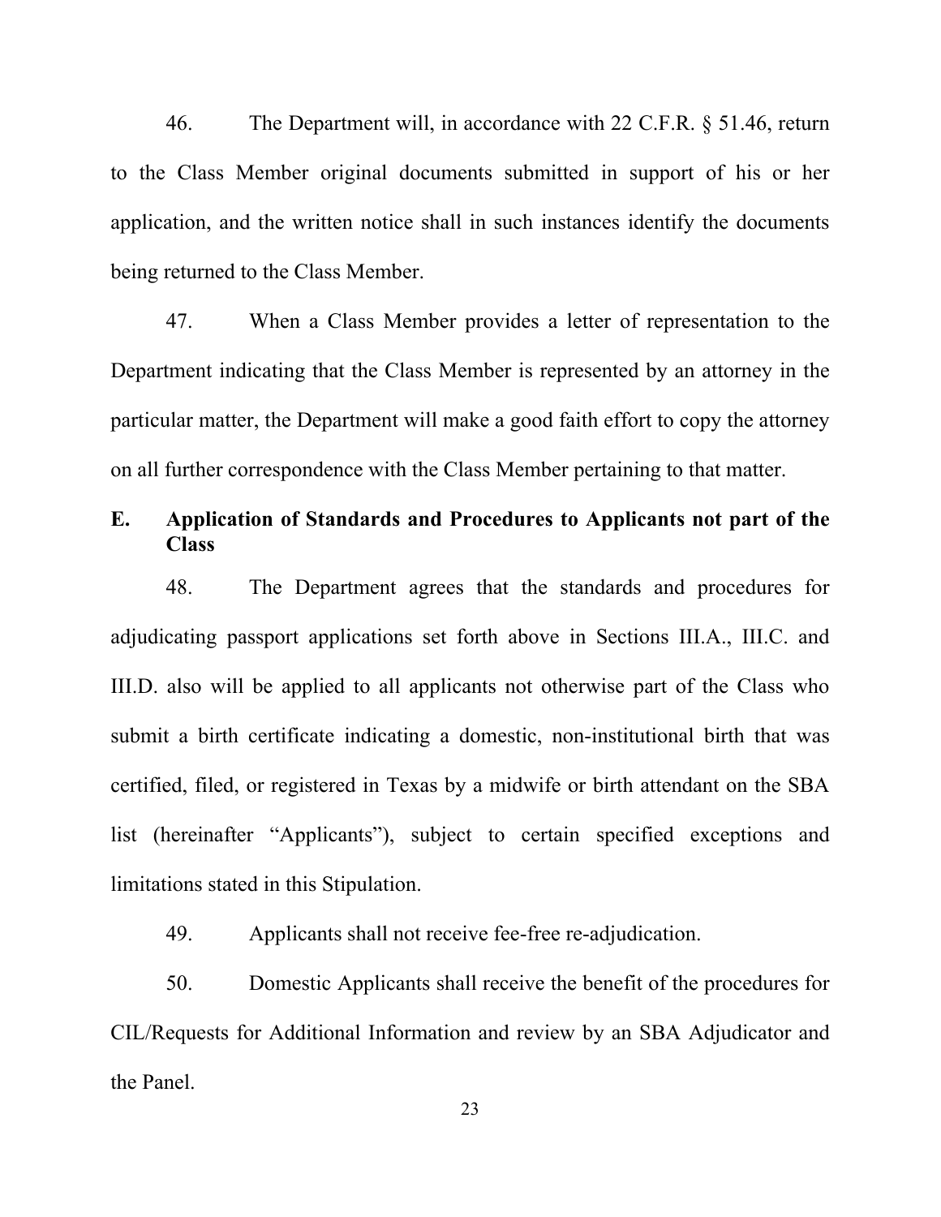46. The Department will, in accordance with 22 C.F.R. § 51.46, return to the Class Member original documents submitted in support of his or her application, and the written notice shall in such instances identify the documents being returned to the Class Member.

47. When a Class Member provides a letter of representation to the Department indicating that the Class Member is represented by an attorney in the particular matter, the Department will make a good faith effort to copy the attorney on all further correspondence with the Class Member pertaining to that matter.

## E. Application of Standards and Procedures to Applicants not part of the Class

48. The Department agrees that the standards and procedures for adjudicating passport applications set forth above in Sections III.A., III.C. and III.D. also will be applied to all applicants not otherwise part of the Class who submit a birth certificate indicating a domestic, non-institutional birth that was certified, filed, or registered in Texas by a midwife or birth attendant on the SBA list (hereinafter "Applicants"), subject to certain specified exceptions and limitations stated in this Stipulation.

49. Applicants shall not receive fee-free re-adjudication.

50. Domestic Applicants shall receive the benefit of the procedures for CIL/Requests for Additional Information and review by an SBA Adjudicator and the Panel.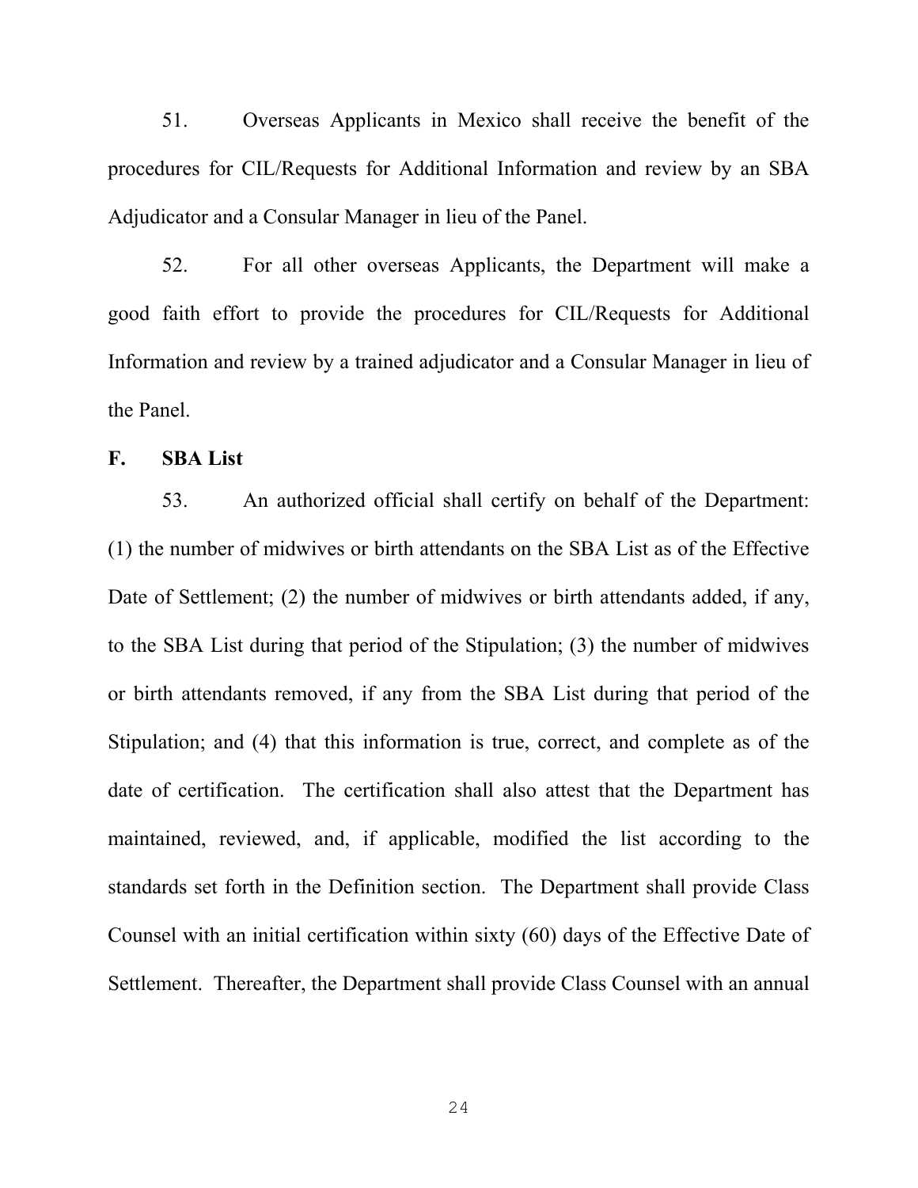51. Overseas Applicants in Mexico shall receive the benefit of the procedures for CIL/Requests for Additional Information and review by an SBA Adjudicator and a Consular Manager in lieu of the Panel.

52. For all other overseas Applicants, the Department will make a good faith effort to provide the procedures for CIL/Requests for Additional Information and review by a trained adjudicator and a Consular Manager in lieu of the Panel.

## F. SBA List

53. An authorized official shall certify on behalf of the Department: (1) the number of midwives or birth attendants on the SBA List as of the Effective Date of Settlement; (2) the number of midwives or birth attendants added, if any, to the SBA List during that period of the Stipulation; (3) the number of midwives or birth attendants removed, if any from the SBA List during that period of the Stipulation; and (4) that this information is true, correct, and complete as of the date of certification. The certification shall also attest that the Department has maintained, reviewed, and, if applicable, modified the list according to the standards set forth in the Definition section. The Department shall provide Class Counsel with an initial certification within sixty (60) days of the Effective Date of Settlement. Thereafter, the Department shall provide Class Counsel with an annual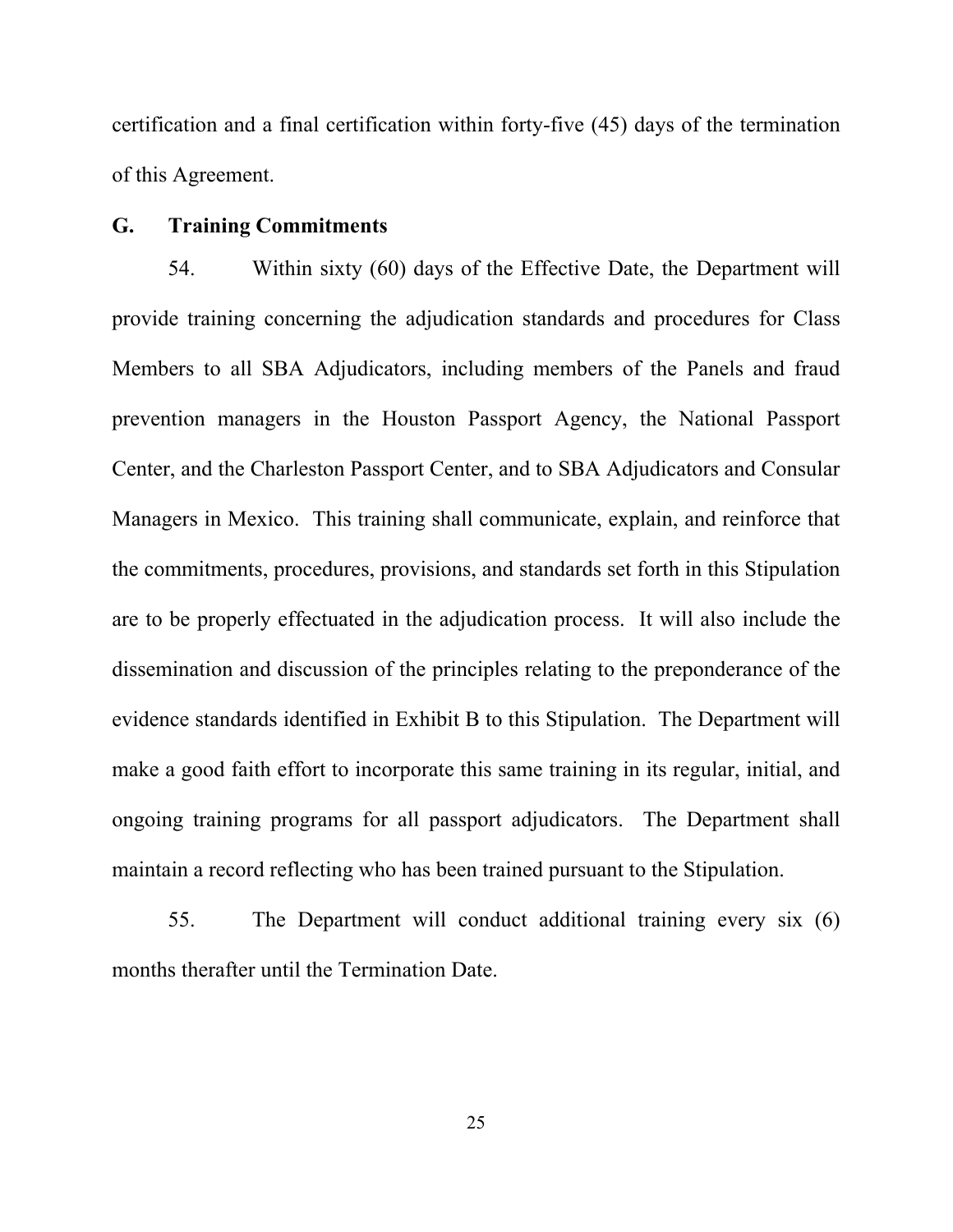certification and a final certification within forty-five (45) days of the termination of this Agreement.

## G. Training Commitments

54. Within sixty (60) days of the Effective Date, the Department will provide training concerning the adjudication standards and procedures for Class Members to all SBA Adjudicators, including members of the Panels and fraud prevention managers in the Houston Passport Agency, the National Passport Center, and the Charleston Passport Center, and to SBA Adjudicators and Consular Managers in Mexico. This training shall communicate, explain, and reinforce that the commitments, procedures, provisions, and standards set forth in this Stipulation are to be properly effectuated in the adjudication process. It will also include the dissemination and discussion of the principles relating to the preponderance of the evidence standards identified in Exhibit B to this Stipulation. The Department will make a good faith effort to incorporate this same training in its regular, initial, and ongoing training programs for all passport adjudicators. The Department shall maintain a record reflecting who has been trained pursuant to the Stipulation.

55. The Department will conduct additional training every six (6) months therafter until the Termination Date.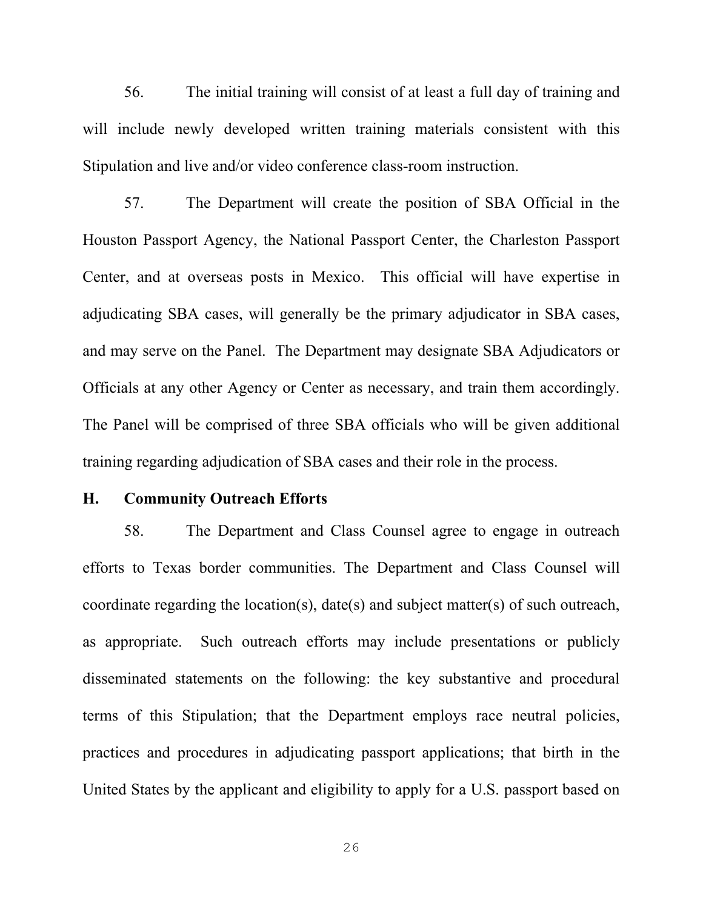56. The initial training will consist of at least a full day of training and will include newly developed written training materials consistent with this Stipulation and live and/or video conference class-room instruction.

57. The Department will create the position of SBA Official in the Houston Passport Agency, the National Passport Center, the Charleston Passport Center, and at overseas posts in Mexico. This official will have expertise in adjudicating SBA cases, will generally be the primary adjudicator in SBA cases, and may serve on the Panel. The Department may designate SBA Adjudicators or Officials at any other Agency or Center as necessary, and train them accordingly. The Panel will be comprised of three SBA officials who will be given additional training regarding adjudication of SBA cases and their role in the process.

## H. Community Outreach Efforts

58. The Department and Class Counsel agree to engage in outreach efforts to Texas border communities. The Department and Class Counsel will coordinate regarding the location(s), date(s) and subject matter(s) of such outreach, as appropriate. Such outreach efforts may include presentations or publicly disseminated statements on the following: the key substantive and procedural terms of this Stipulation; that the Department employs race neutral policies, practices and procedures in adjudicating passport applications; that birth in the United States by the applicant and eligibility to apply for a U.S. passport based on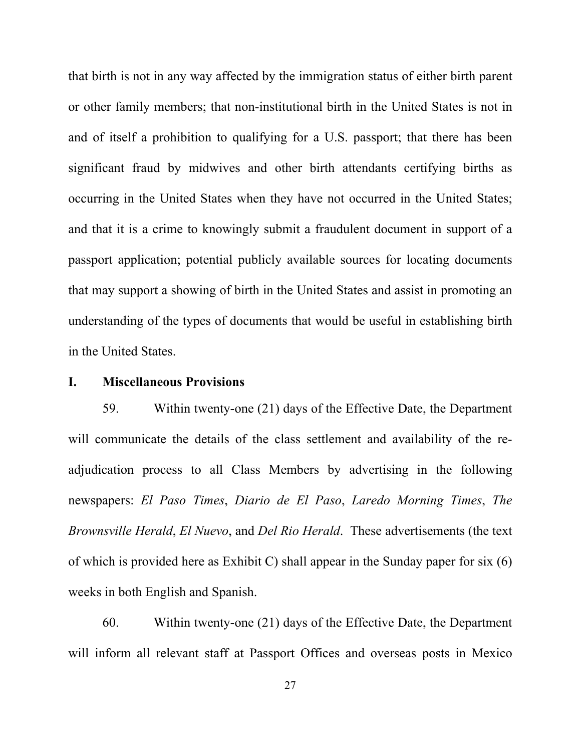that birth is not in any way affected by the immigration status of either birth parent or other family members; that non-institutional birth in the United States is not in and of itself a prohibition to qualifying for a U.S. passport; that there has been significant fraud by midwives and other birth attendants certifying births as occurring in the United States when they have not occurred in the United States; and that it is a crime to knowingly submit a fraudulent document in support of a passport application; potential publicly available sources for locating documents that may support a showing of birth in the United States and assist in promoting an understanding of the types of documents that would be useful in establishing birth in the United States.

## I. Miscellaneous Provisions

59. Within twenty-one (21) days of the Effective Date, the Department will communicate the details of the class settlement and availability of the re-adjudication process to all Class Members by advertising in the following newspapers: *El Paso Times*, *Diario de El Paso*, *Laredo Morning Times*, *The Brownsville Herald*, *El Nuevo*, and *Del Rio Herald*. These advertisements (the text of which is provided here as Exhibit C) shall appear in the Sunday paper for six (6) weeks in both English and Spanish.

60. Within twenty-one (21) days of the Effective Date, the Department will inform all relevant staff at Passport Offices and overseas posts in Mexico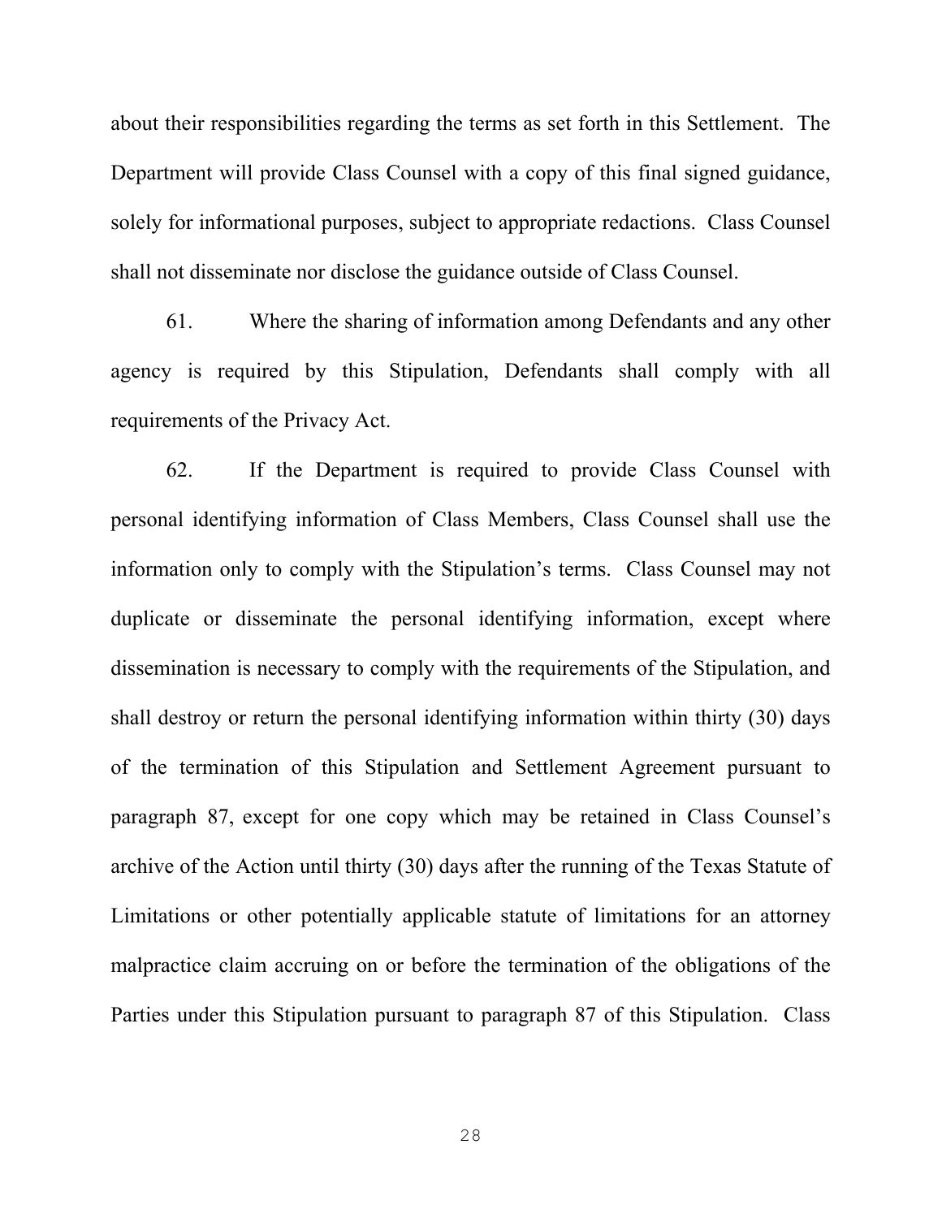about their responsibilities regarding the terms as set forth in this Settlement. The Department will provide Class Counsel with a copy of this final signed guidance, solely for informational purposes, subject to appropriate redactions. Class Counsel shall not disseminate nor disclose the guidance outside of Class Counsel.

61. Where the sharing of information among Defendants and any other agency is required by this Stipulation, Defendants shall comply with all requirements of the Privacy Act.

62. If the Department is required to provide Class Counsel with personal identifying information of Class Members, Class Counsel shall use the information only to comply with the Stipulation's terms. Class Counsel may not duplicate or disseminate the personal identifying information, except where dissemination is necessary to comply with the requirements of the Stipulation, and shall destroy or return the personal identifying information within thirty (30) days of the termination of this Stipulation and Settlement Agreement pursuant to paragraph 87, except for one copy which may be retained in Class Counsel's archive of the Action until thirty (30) days after the running of the Texas Statute of Limitations or other potentially applicable statute of limitations for an attorney malpractice claim accruing on or before the termination of the obligations of the Parties under this Stipulation pursuant to paragraph 87 of this Stipulation. Class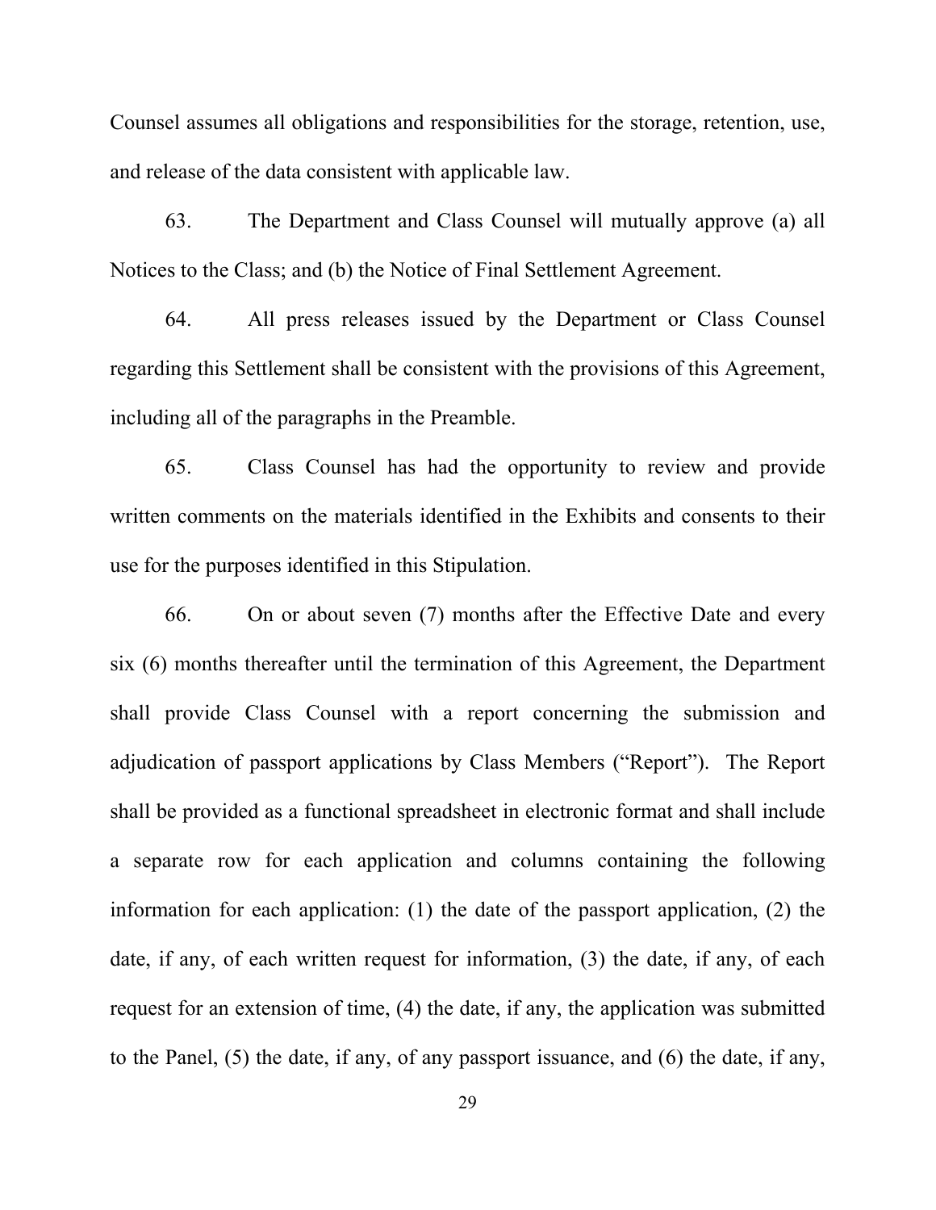Counsel assumes all obligations and responsibilities for the storage, retention, use, and release of the data consistent with applicable law.

63. The Department and Class Counsel will mutually approve (a) all Notices to the Class; and (b) the Notice of Final Settlement Agreement.

64. All press releases issued by the Department or Class Counsel regarding this Settlement shall be consistent with the provisions of this Agreement, including all of the paragraphs in the Preamble.

65. Class Counsel has had the opportunity to review and provide written comments on the materials identified in the Exhibits and consents to their use for the purposes identified in this Stipulation.

66. On or about seven (7) months after the Effective Date and every six (6) months thereafter until the termination of this Agreement, the Department shall provide Class Counsel with a report concerning the submission and adjudication of passport applications by Class Members ("Report"). The Report shall be provided as a functional spreadsheet in electronic format and shall include a separate row for each application and columns containing the following information for each application: (1) the date of the passport application, (2) the date, if any, of each written request for information, (3) the date, if any, of each request for an extension of time, (4) the date, if any, the application was submitted to the Panel, (5) the date, if any, of any passport issuance, and (6) the date, if any,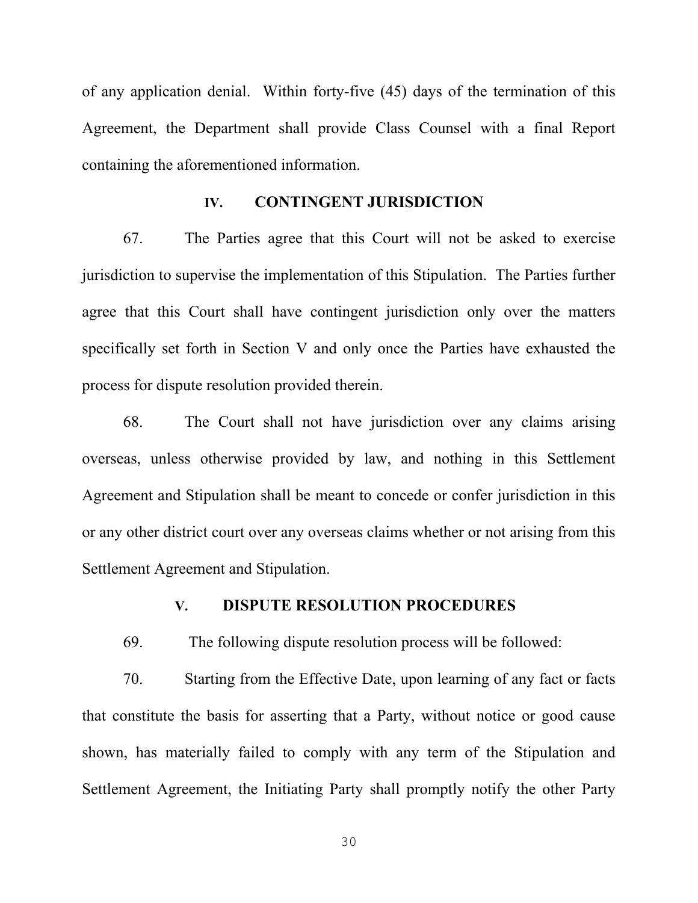of any application denial. Within forty-five (45) days of the termination of this Agreement, the Department shall provide Class Counsel with a final Report containing the aforementioned information.

## IV. CONTINGENT JURISDICTION

67. The Parties agree that this Court will not be asked to exercise jurisdiction to supervise the implementation of this Stipulation. The Parties further agree that this Court shall have contingent jurisdiction only over the matters specifically set forth in Section V and only once the Parties have exhausted the process for dispute resolution provided therein.

68. The Court shall not have jurisdiction over any claims arising overseas, unless otherwise provided by law, and nothing in this Settlement Agreement and Stipulation shall be meant to concede or confer jurisdiction in this or any other district court over any overseas claims whether or not arising from this Settlement Agreement and Stipulation.

## V. DISPUTE RESOLUTION PROCEDURES

69. The following dispute resolution process will be followed:

70. Starting from the Effective Date, upon learning of any fact or facts that constitute the basis for asserting that a Party, without notice or good cause shown, has materially failed to comply with any term of the Stipulation and Settlement Agreement, the Initiating Party shall promptly notify the other Party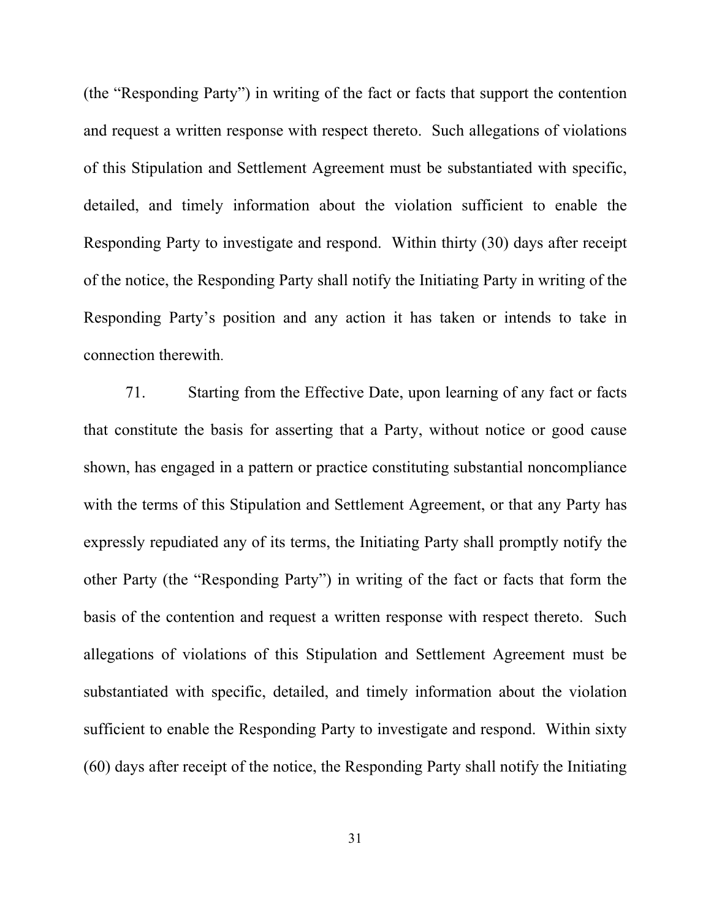(the "Responding Party") in writing of the fact or facts that support the contention and request a written response with respect thereto. Such allegations of violations of this Stipulation and Settlement Agreement must be substantiated with specific, detailed, and timely information about the violation sufficient to enable the Responding Party to investigate and respond. Within thirty (30) days after receipt of the notice, the Responding Party shall notify the Initiating Party in writing of the Responding Party's position and any action it has taken or intends to take in connection therewith.

71. Starting from the Effective Date, upon learning of any fact or facts that constitute the basis for asserting that a Party, without notice or good cause shown, has engaged in a pattern or practice constituting substantial noncompliance with the terms of this Stipulation and Settlement Agreement, or that any Party has expressly repudiated any of its terms, the Initiating Party shall promptly notify the other Party (the "Responding Party") in writing of the fact or facts that form the basis of the contention and request a written response with respect thereto. Such allegations of violations of this Stipulation and Settlement Agreement must be substantiated with specific, detailed, and timely information about the violation sufficient to enable the Responding Party to investigate and respond. Within sixty (60) days after receipt of the notice, the Responding Party shall notify the Initiating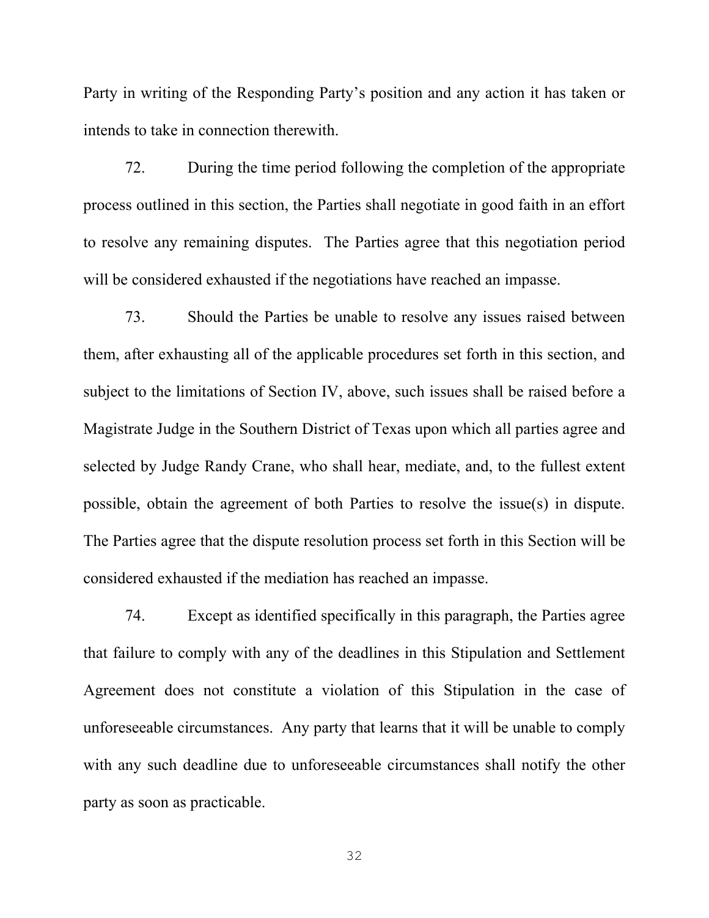Party in writing of the Responding Party's position and any action it has taken or intends to take in connection therewith.

72. During the time period following the completion of the appropriate process outlined in this section, the Parties shall negotiate in good faith in an effort to resolve any remaining disputes. The Parties agree that this negotiation period will be considered exhausted if the negotiations have reached an impasse.

73. Should the Parties be unable to resolve any issues raised between them, after exhausting all of the applicable procedures set forth in this section, and subject to the limitations of Section IV, above, such issues shall be raised before a Magistrate Judge in the Southern District of Texas upon which all parties agree and selected by Judge Randy Crane, who shall hear, mediate, and, to the fullest extent possible, obtain the agreement of both Parties to resolve the issue(s) in dispute. The Parties agree that the dispute resolution process set forth in this Section will be considered exhausted if the mediation has reached an impasse.

74. Except as identified specifically in this paragraph, the Parties agree that failure to comply with any of the deadlines in this Stipulation and Settlement Agreement does not constitute a violation of this Stipulation in the case of unforeseeable circumstances. Any party that learns that it will be unable to comply with any such deadline due to unforeseeable circumstances shall notify the other party as soon as practicable.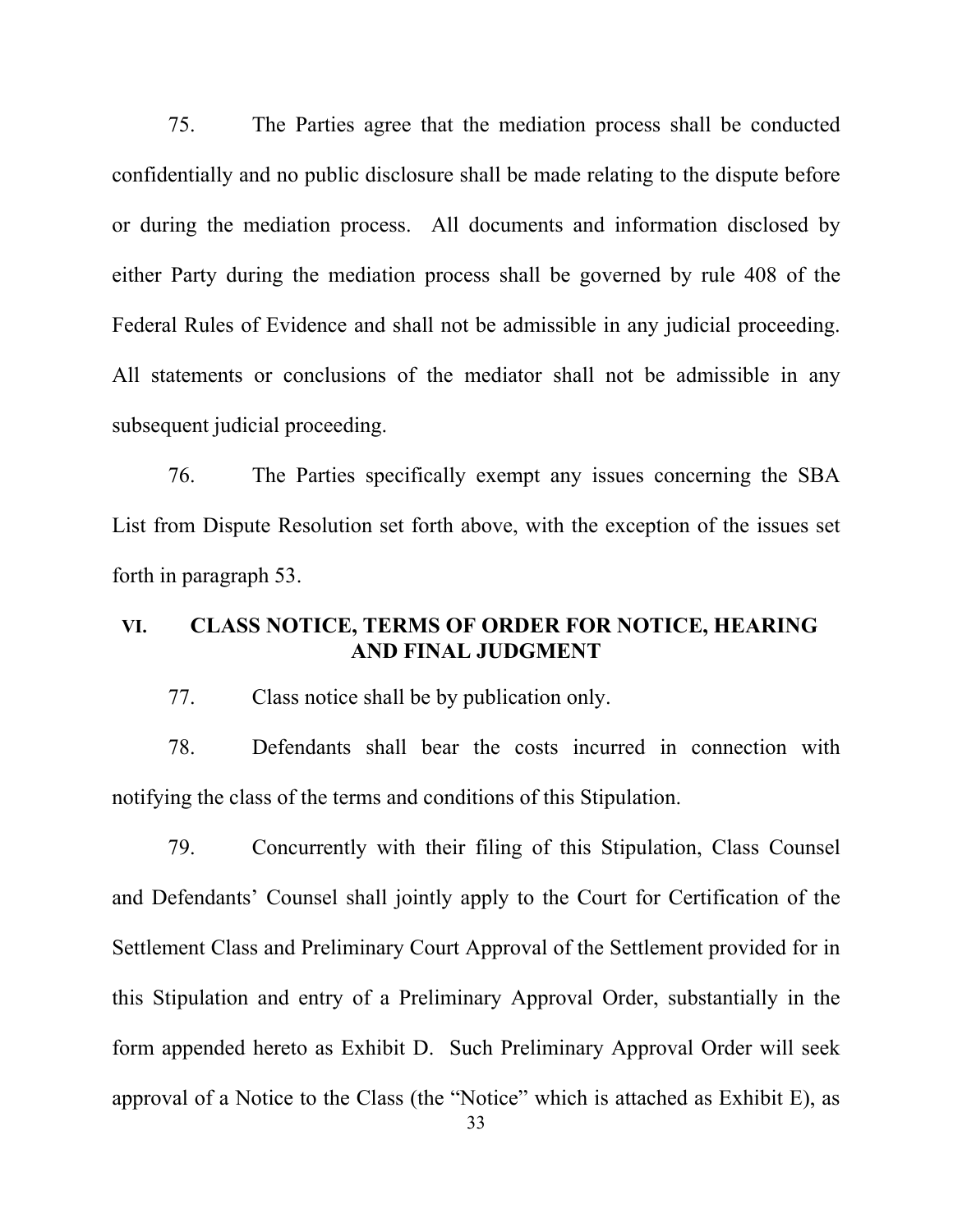75. The Parties agree that the mediation process shall be conducted confidentially and no public disclosure shall be made relating to the dispute before or during the mediation process. All documents and information disclosed by either Party during the mediation process shall be governed by rule 408 of the Federal Rules of Evidence and shall not be admissible in any judicial proceeding. All statements or conclusions of the mediator shall not be admissible in any subsequent judicial proceeding.

76. The Parties specifically exempt any issues concerning the SBA List from Dispute Resolution set forth above, with the exception of the issues set forth in paragraph 53.

## VI. CLASS NOTICE, TERMS OF ORDER FOR NOTICE, HEARING AND FINAL JUDGMENT

77. Class notice shall be by publication only.

78. Defendants shall bear the costs incurred in connection with notifying the class of the terms and conditions of this Stipulation.

79. Concurrently with their filing of this Stipulation, Class Counsel and Defendants' Counsel shall jointly apply to the Court for Certification of the Settlement Class and Preliminary Court Approval of the Settlement provided for in this Stipulation and entry of a Preliminary Approval Order, substantially in the form appended hereto as Exhibit D. Such Preliminary Approval Order will seek approval of a Notice to the Class (the "Notice" which is attached as Exhibit E), as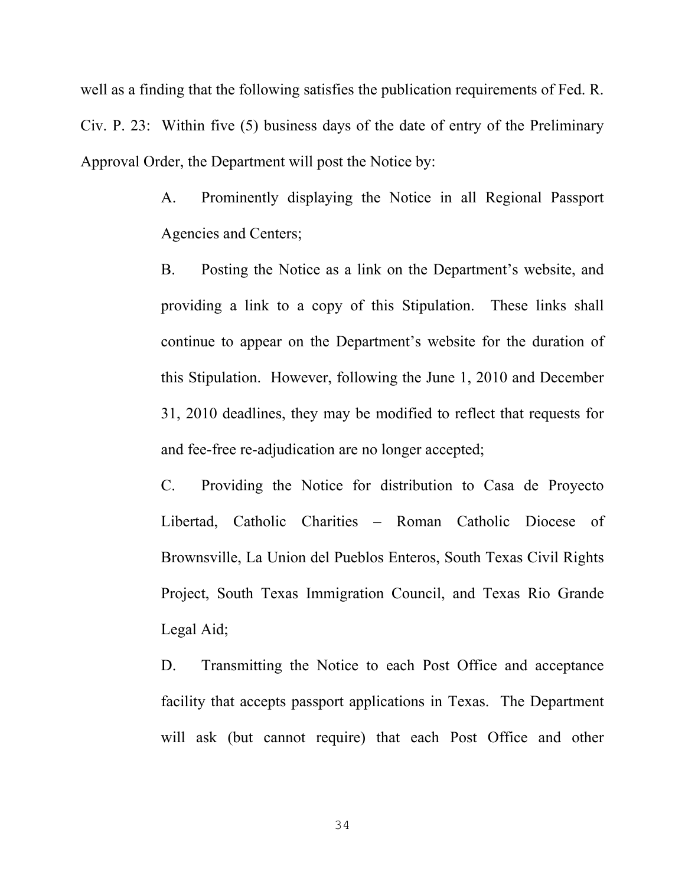well as a finding that the following satisfies the publication requirements of Fed. R. Civ. P. 23: Within five (5) business days of the date of entry of the Preliminary Approval Order, the Department will post the Notice by:

A. Prominently displaying the Notice in all Regional Passport Agencies and Centers;

B. Posting the Notice as a link on the Department's website, and providing a link to a copy of this Stipulation. These links shall continue to appear on the Department's website for the duration of this Stipulation. However, following the June 1, 2010 and December 31, 2010 deadlines, they may be modified to reflect that requests for and fee-free re-adjudication are no longer accepted;

C. Providing the Notice for distribution to Casa de Proyecto Libertad, Catholic Charities – Roman Catholic Diocese of Brownsville, La Union del Pueblos Enteros, South Texas Civil Rights Project, South Texas Immigration Council, and Texas Rio Grande Legal Aid;

D. Transmitting the Notice to each Post Office and acceptance facility that accepts passport applications in Texas. The Department will ask (but cannot require) that each Post Office and other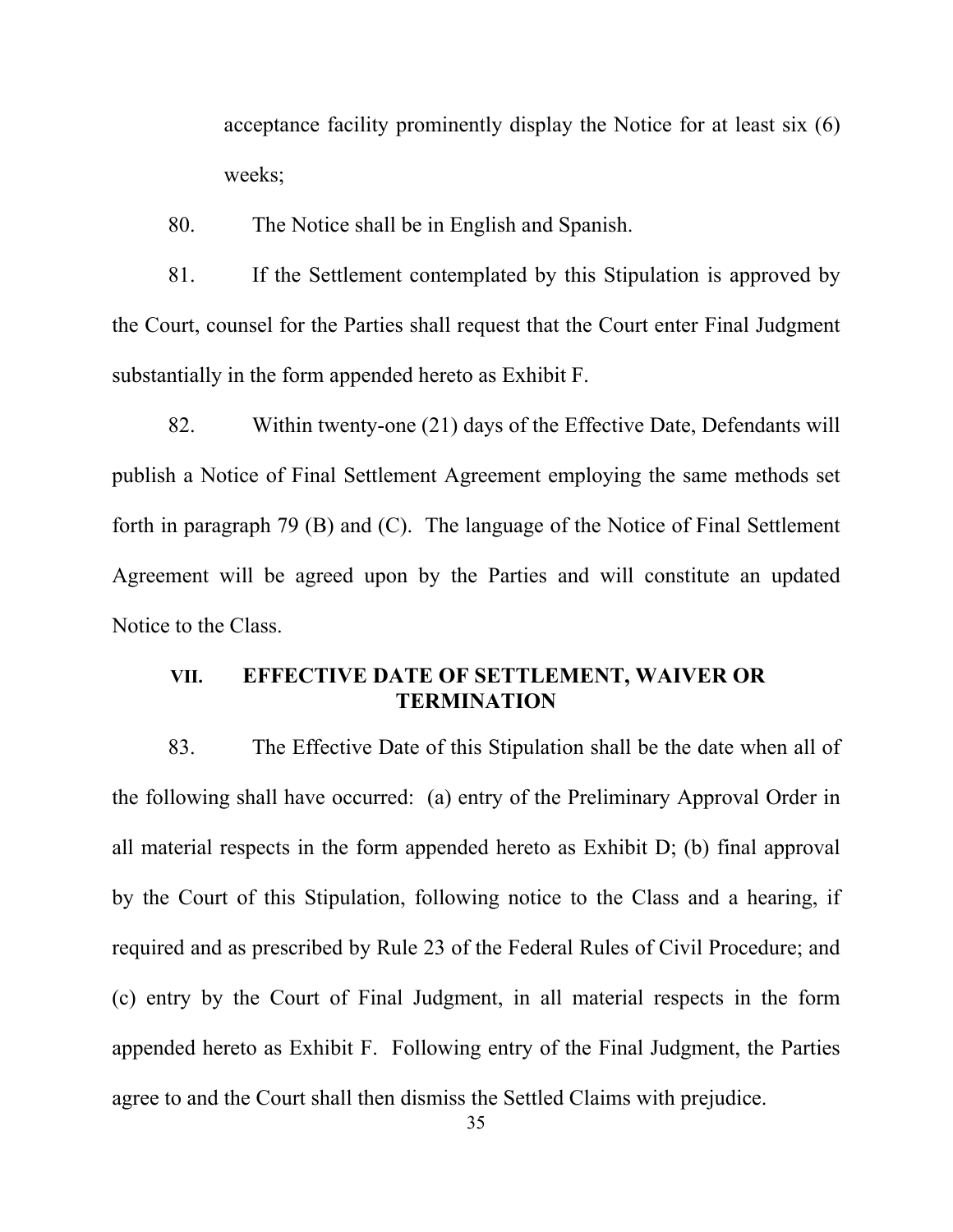acceptance facility prominently display the Notice for at least six (6) weeks;

80. The Notice shall be in English and Spanish.

81. If the Settlement contemplated by this Stipulation is approved by the Court, counsel for the Parties shall request that the Court enter Final Judgment substantially in the form appended hereto as Exhibit F.

82. Within twenty-one (21) days of the Effective Date, Defendants will publish a Notice of Final Settlement Agreement employing the same methods set forth in paragraph 79 (B) and (C). The language of the Notice of Final Settlement Agreement will be agreed upon by the Parties and will constitute an updated Notice to the Class.

## VII. EFFECTIVE DATE OF SETTLEMENT, WAIVER OR TERMINATION

83. The Effective Date of this Stipulation shall be the date when all of the following shall have occurred: (a) entry of the Preliminary Approval Order in all material respects in the form appended hereto as Exhibit D; (b) final approval by the Court of this Stipulation, following notice to the Class and a hearing, if required and as prescribed by Rule 23 of the Federal Rules of Civil Procedure; and (c) entry by the Court of Final Judgment, in all material respects in the form appended hereto as Exhibit F. Following entry of the Final Judgment, the Parties agree to and the Court shall then dismiss the Settled Claims with prejudice.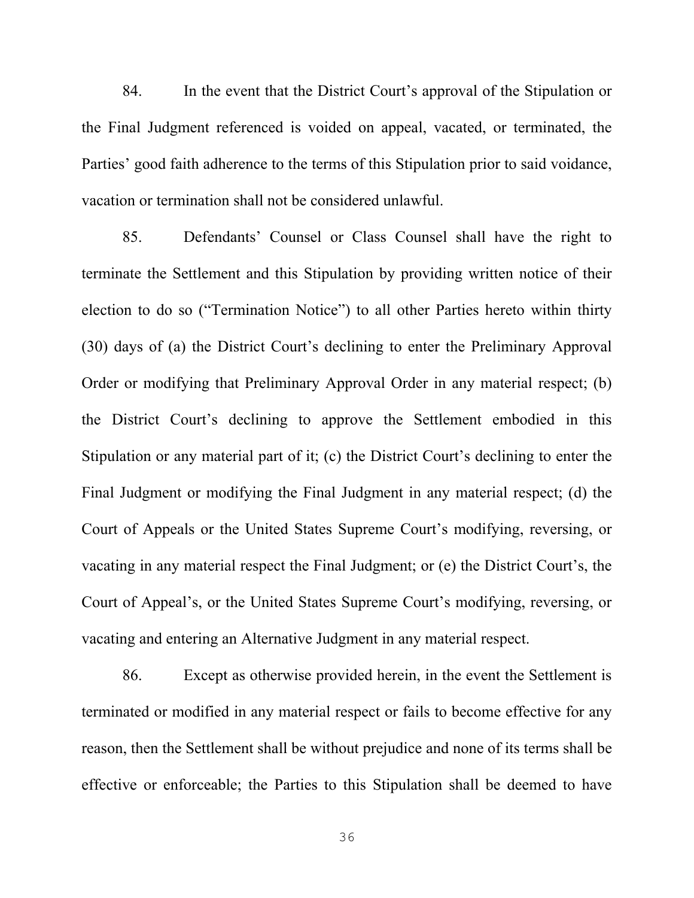84. In the event that the District Court's approval of the Stipulation or the Final Judgment referenced is voided on appeal, vacated, or terminated, the Parties' good faith adherence to the terms of this Stipulation prior to said voidance, vacation or termination shall not be considered unlawful.

85. Defendants' Counsel or Class Counsel shall have the right to terminate the Settlement and this Stipulation by providing written notice of their election to do so ("Termination Notice") to all other Parties hereto within thirty (30) days of (a) the District Court's declining to enter the Preliminary Approval Order or modifying that Preliminary Approval Order in any material respect; (b) the District Court's declining to approve the Settlement embodied in this Stipulation or any material part of it; (c) the District Court's declining to enter the Final Judgment or modifying the Final Judgment in any material respect; (d) the Court of Appeals or the United States Supreme Court's modifying, reversing, or vacating in any material respect the Final Judgment; or (e) the District Court's, the Court of Appeal's, or the United States Supreme Court's modifying, reversing, or vacating and entering an Alternative Judgment in any material respect.

86. Except as otherwise provided herein, in the event the Settlement is terminated or modified in any material respect or fails to become effective for any reason, then the Settlement shall be without prejudice and none of its terms shall be effective or enforceable; the Parties to this Stipulation shall be deemed to have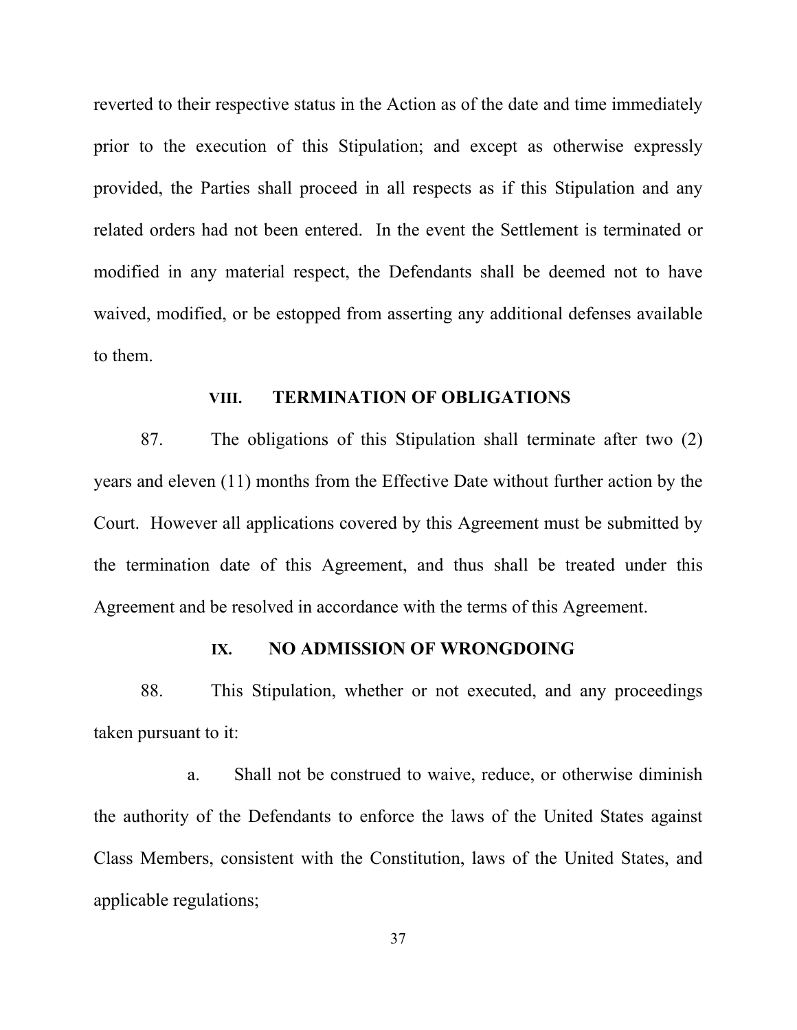reverted to their respective status in the Action as of the date and time immediately prior to the execution of this Stipulation; and except as otherwise expressly provided, the Parties shall proceed in all respects as if this Stipulation and any related orders had not been entered. In the event the Settlement is terminated or modified in any material respect, the Defendants shall be deemed not to have waived, modified, or be estopped from asserting any additional defenses available to them.

## VIII. TERMINATION OF OBLIGATIONS

87. The obligations of this Stipulation shall terminate after two (2) years and eleven (11) months from the Effective Date without further action by the Court. However all applications covered by this Agreement must be submitted by the termination date of this Agreement, and thus shall be treated under this Agreement and be resolved in accordance with the terms of this Agreement.

## IX. NO ADMISSION OF WRONGDOING

88. This Stipulation, whether or not executed, and any proceedings taken pursuant to it:

a. Shall not be construed to waive, reduce, or otherwise diminish the authority of the Defendants to enforce the laws of the United States against Class Members, consistent with the Constitution, laws of the United States, and applicable regulations;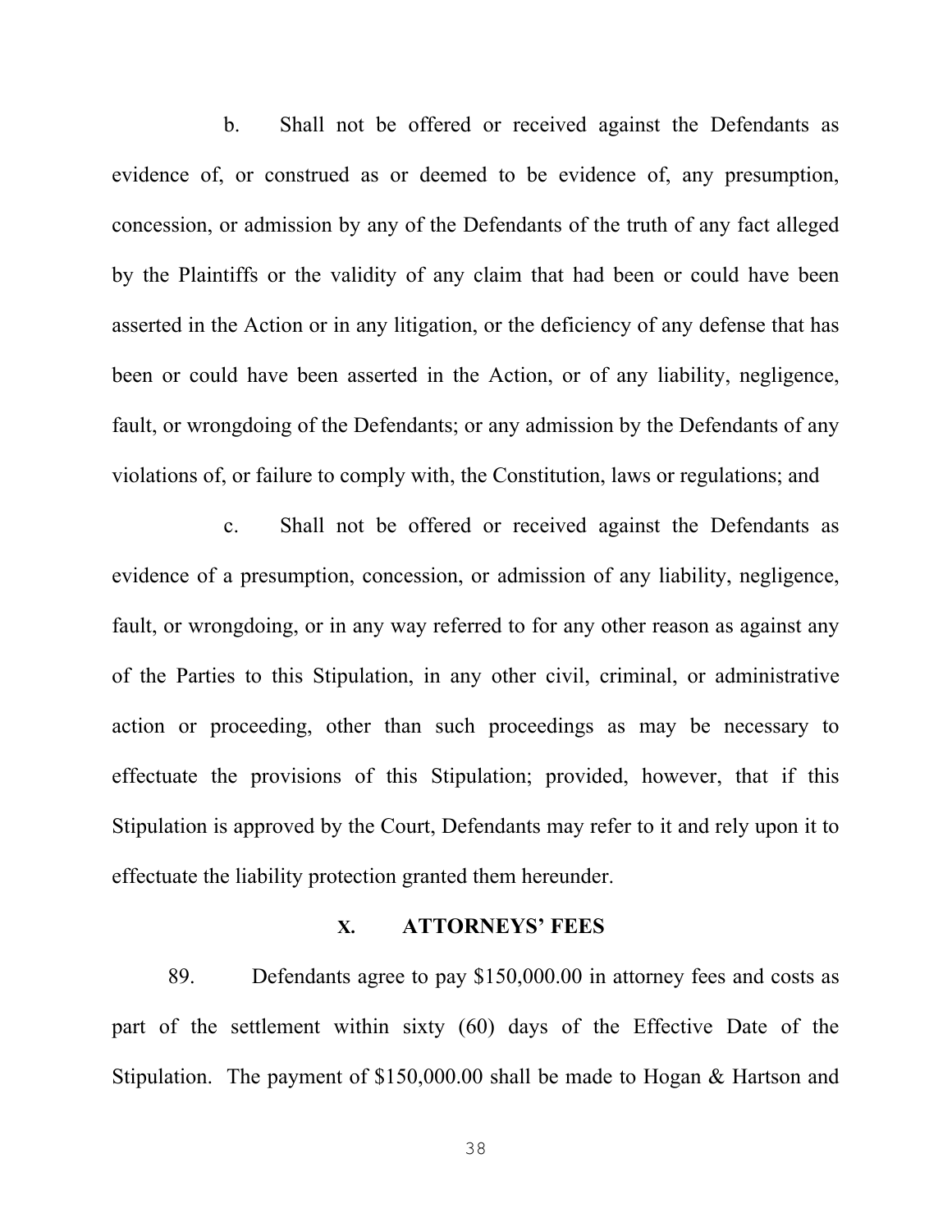b. Shall not be offered or received against the Defendants as evidence of, or construed as or deemed to be evidence of, any presumption, concession, or admission by any of the Defendants of the truth of any fact alleged by the Plaintiffs or the validity of any claim that had been or could have been asserted in the Action or in any litigation, or the deficiency of any defense that has been or could have been asserted in the Action, or of any liability, negligence, fault, or wrongdoing of the Defendants; or any admission by the Defendants of any violations of, or failure to comply with, the Constitution, laws or regulations; and

c. Shall not be offered or received against the Defendants as evidence of a presumption, concession, or admission of any liability, negligence, fault, or wrongdoing, or in any way referred to for any other reason as against any of the Parties to this Stipulation, in any other civil, criminal, or administrative action or proceeding, other than such proceedings as may be necessary to effectuate the provisions of this Stipulation; provided, however, that if this Stipulation is approved by the Court, Defendants may refer to it and rely upon it to effectuate the liability protection granted them hereunder.

## X. ATTORNEYS' FEES

89. Defendants agree to pay $150,000.00 in attorney fees and costs as part of the settlement within sixty (60) days of the Effective Date of the Stipulation. The payment of $150,000.00 shall be made to Hogan & Hartson and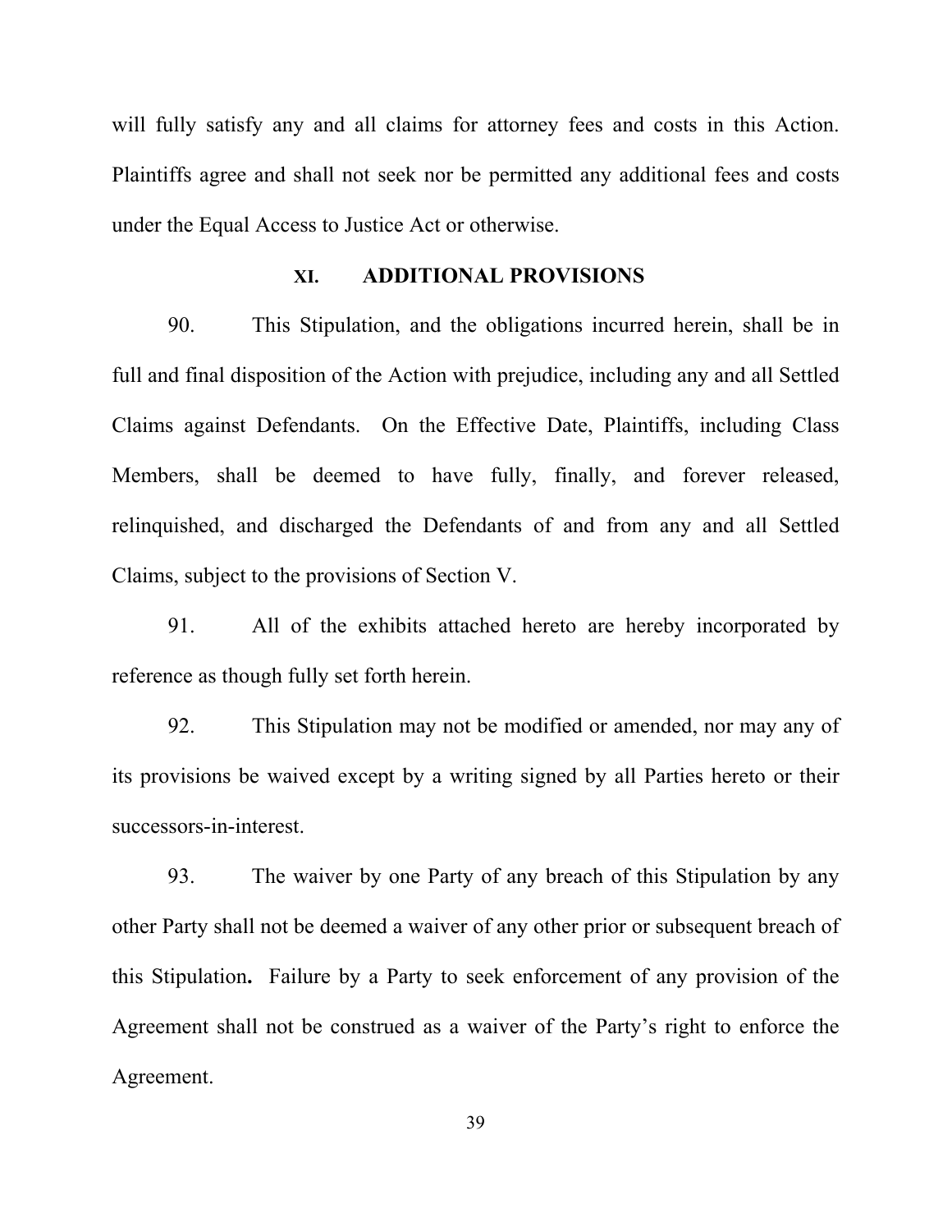will fully satisfy any and all claims for attorney fees and costs in this Action. Plaintiffs agree and shall not seek nor be permitted any additional fees and costs under the Equal Access to Justice Act or otherwise.

## XI. ADDITIONAL PROVISIONS

90. This Stipulation, and the obligations incurred herein, shall be in full and final disposition of the Action with prejudice, including any and all Settled Claims against Defendants. On the Effective Date, Plaintiffs, including Class Members, shall be deemed to have fully, finally, and forever released, relinquished, and discharged the Defendants of and from any and all Settled Claims, subject to the provisions of Section V.

91. All of the exhibits attached hereto are hereby incorporated by reference as though fully set forth herein.

92. This Stipulation may not be modified or amended, nor may any of its provisions be waived except by a writing signed by all Parties hereto or their successors-in-interest.

93. The waiver by one Party of any breach of this Stipulation by any other Party shall not be deemed a waiver of any other prior or subsequent breach of this Stipulation**.** Failure by a Party to seek enforcement of any provision of the Agreement shall not be construed as a waiver of the Party's right to enforce the Agreement.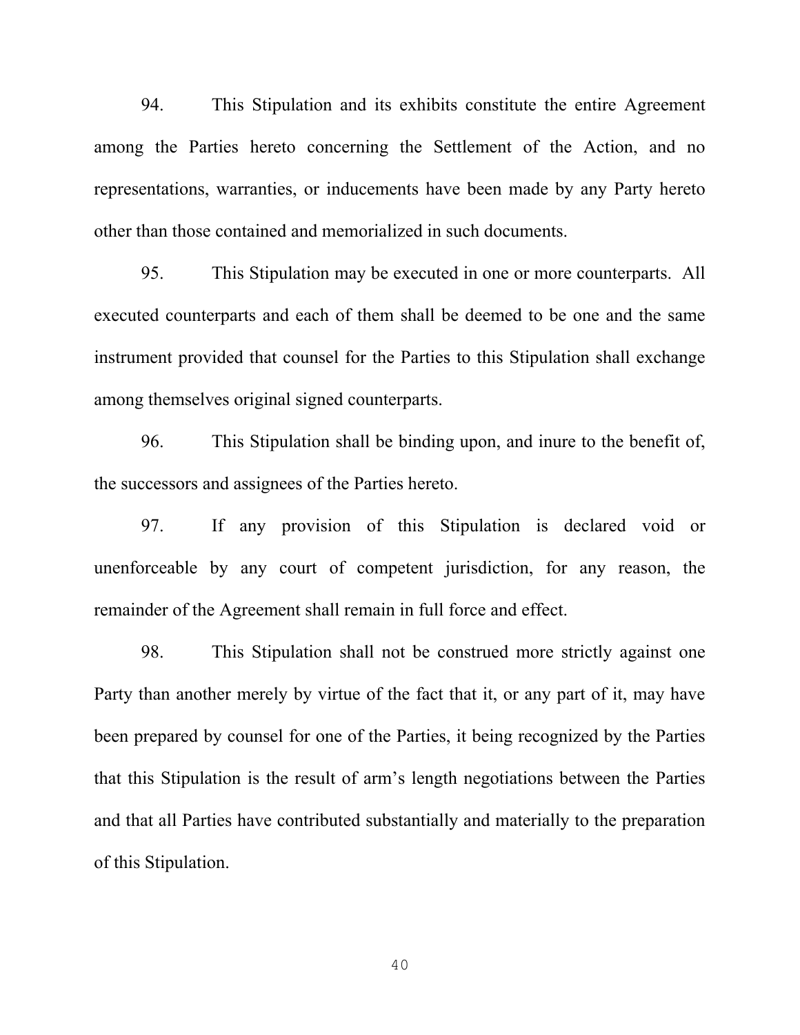94. This Stipulation and its exhibits constitute the entire Agreement among the Parties hereto concerning the Settlement of the Action, and no representations, warranties, or inducements have been made by any Party hereto other than those contained and memorialized in such documents.

95. This Stipulation may be executed in one or more counterparts. All executed counterparts and each of them shall be deemed to be one and the same instrument provided that counsel for the Parties to this Stipulation shall exchange among themselves original signed counterparts.

96. This Stipulation shall be binding upon, and inure to the benefit of, the successors and assignees of the Parties hereto.

97. If any provision of this Stipulation is declared void or unenforceable by any court of competent jurisdiction, for any reason, the remainder of the Agreement shall remain in full force and effect.

98. This Stipulation shall not be construed more strictly against one Party than another merely by virtue of the fact that it, or any part of it, may have been prepared by counsel for one of the Parties, it being recognized by the Parties that this Stipulation is the result of arm's length negotiations between the Parties and that all Parties have contributed substantially and materially to the preparation of this Stipulation.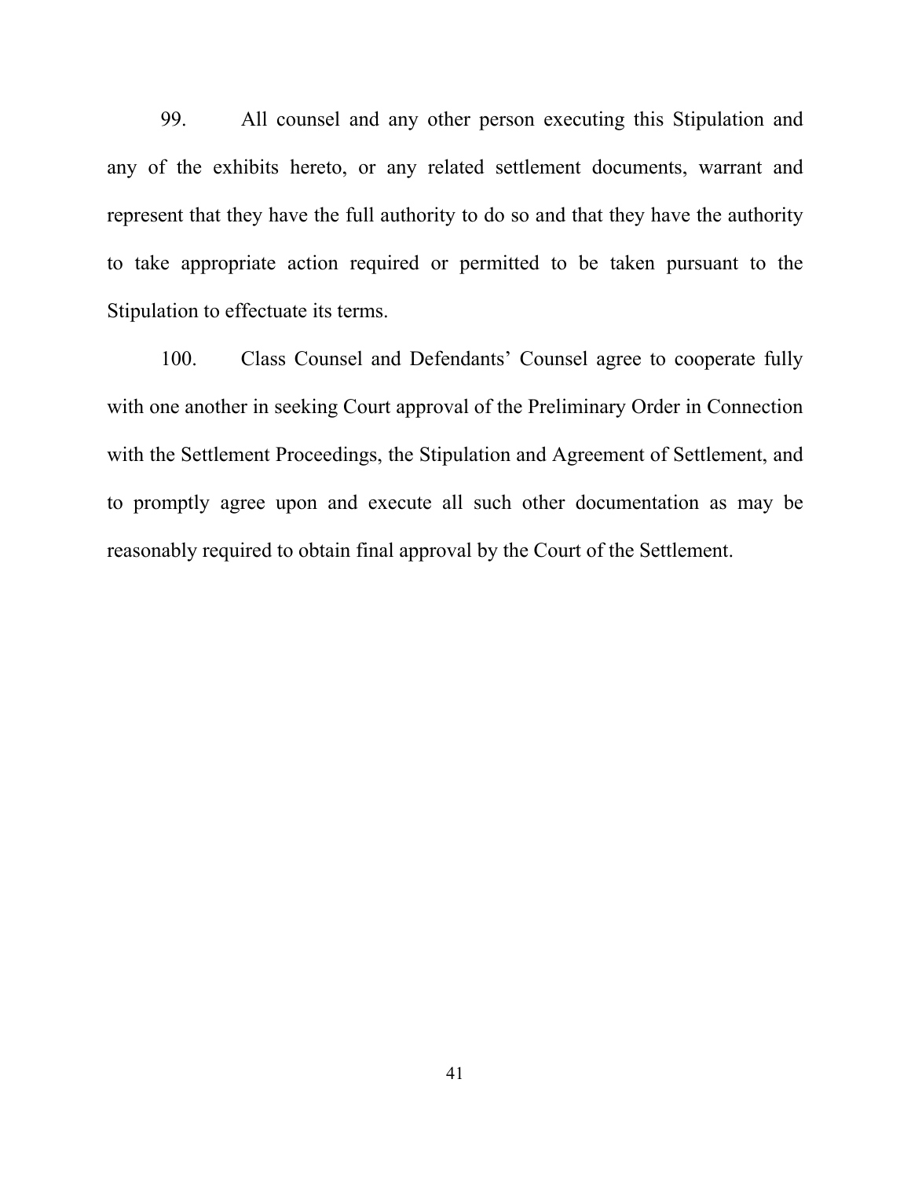99. All counsel and any other person executing this Stipulation and any of the exhibits hereto, or any related settlement documents, warrant and represent that they have the full authority to do so and that they have the authority to take appropriate action required or permitted to be taken pursuant to the Stipulation to effectuate its terms.

100. Class Counsel and Defendants' Counsel agree to cooperate fully with one another in seeking Court approval of the Preliminary Order in Connection with the Settlement Proceedings, the Stipulation and Agreement of Settlement, and to promptly agree upon and execute all such other documentation as may be reasonably required to obtain final approval by the Court of the Settlement.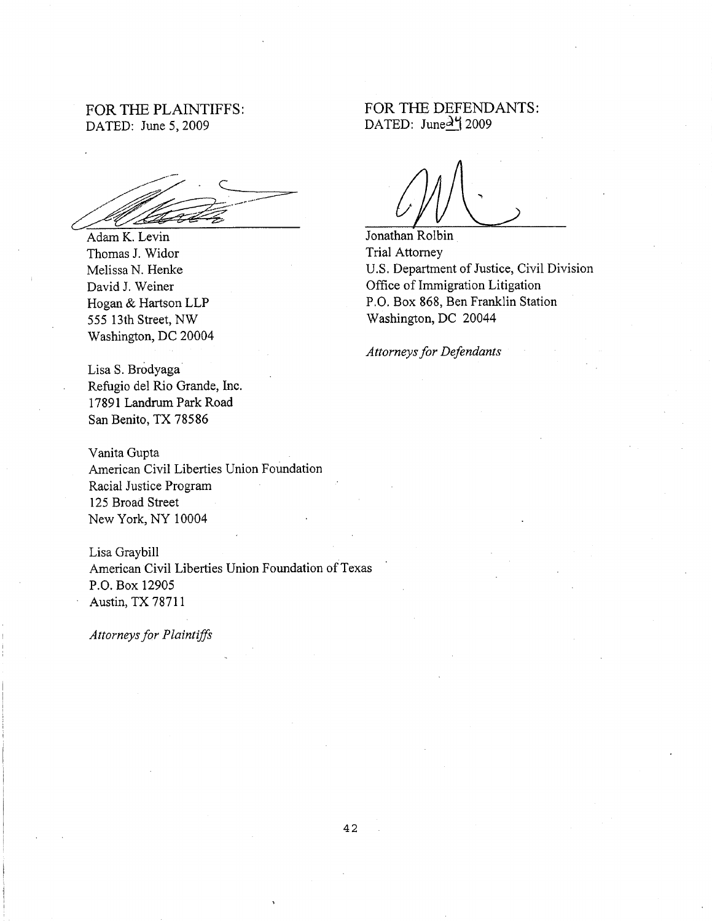FOR THE PLAINTIFFS:
DATED: June 5, 2009

Adam K. Levin
Thomas J. Widor
Melissa N. Henke
David J. Weiner
Hogan & Hartson LLP
555 13th Street, NW
Washington, DC 20004

Lisa S. Brodyaga
Refugio del Rio Grande, Inc.
17891 Landrum Park Road
San Benito, TX 78586

Vanita Gupta
American Civil Liberties Union Foundation
Racial Justice Program
125 Broad Street
New York, NY 10004

Lisa Graybill
American Civil Liberties Union Foundation of Texas
P.O. Box 12905
Austin, TX 78711

*Attorneys for Plaintiffs*

FOR THE DEFENDANTS:
DATED: June 24 2009

Jonathan Rolbin
Trial Attorney
U.S. Department of Justice, Civil Division
Office of Immigration Litigation
P.O. Box 868, Ben Franklin Station
Washington, DC 20044

*Attorneys for Defendants*